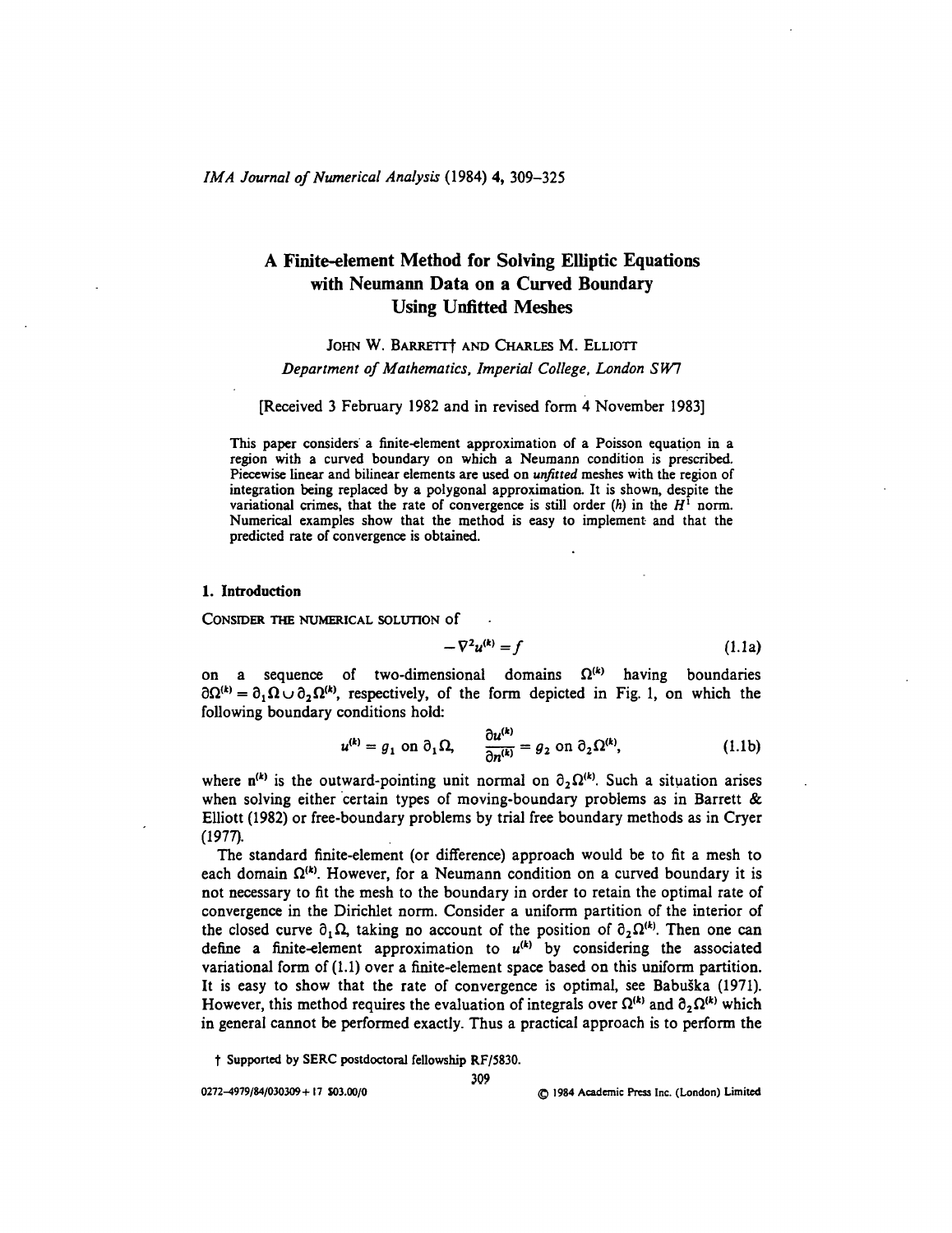# A Finite-element Method for Solving Elliptic Equations with Neumann Data on a Curved Boundary Using Unfitted Meshes

JOHN W. BARRETT† AND CHARLES M. ELLIOTT

*Department of Mathematics, Imperial College, London SW7*

[Received 3 February 1982 and in revised form 4 November 1983]

This paper considers a finite-element approximation of a Poisson equation in a region with a curved boundary on which a Neumann condition is prescribed. Piecewise linear and bilinear elements are used on *unfitted* meshes with the region of integration being replaced by a polygonal approximation. It is shown, despite the variational crimes, that the rate of convergence is still order $(h)$ in the $H^1$ norm. Numerical examples show that the method is easy to implement and that the predicted rate of convergence is obtained.

## 1. Introduction

CONSIDER THE NUMERICAL SOLUTION of

$$-\nabla^2 u^{(k)} = f \tag{1.1a}$$

on a sequence of two-dimensional domains $\Omega^{(k)}$ having boundaries $\partial\Omega^{(k)} = \partial_1\Omega \cup \partial_2\Omega^{(k)}$, respectively, of the form depicted in Fig. 1, on which the following boundary conditions hold:

$$u^{(k)} = g_1 \text{ on } \partial_1\Omega, \qquad \frac{\partial u^{(k)}}{\partial n^{(k)}} = g_2 \text{ on } \partial_2\Omega^{(k)}, \tag{1.1b}$$

where $\mathbf{n}^{(k)}$ is the outward-pointing unit normal on $\partial_2\Omega^{(k)}$. Such a situation arises when solving either certain types of moving-boundary problems as in Barrett & Elliott (1982) or free-boundary problems by trial free boundary methods as in Cryer (1977).

The standard finite-element (or difference) approach would be to fit a mesh to each domain $\Omega^{(k)}$. However, for a Neumann condition on a curved boundary it is not necessary to fit the mesh to the boundary in order to retain the optimal rate of convergence in the Dirichlet norm. Consider a uniform partition of the interior of the closed curve $\partial_1\Omega$, taking no account of the position of $\partial_2\Omega^{(k)}$. Then one can define a finite-element approximation to $u^{(k)}$ by considering the associated variational form of (1.1) over a finite-element space based on this uniform partition. It is easy to show that the rate of convergence is optimal, see Babuška (1971). However, this method requires the evaluation of integrals over $\Omega^{(k)}$ and $\partial_2\Omega^{(k)}$ which in general cannot be performed exactly. Thus a practical approach is to perform the

† Supported by SERC postdoctoral fellowship RF/5830.

0272-4979/84/030309+17 $03.00/0 © 1984 Academic Press Inc. (London) Limited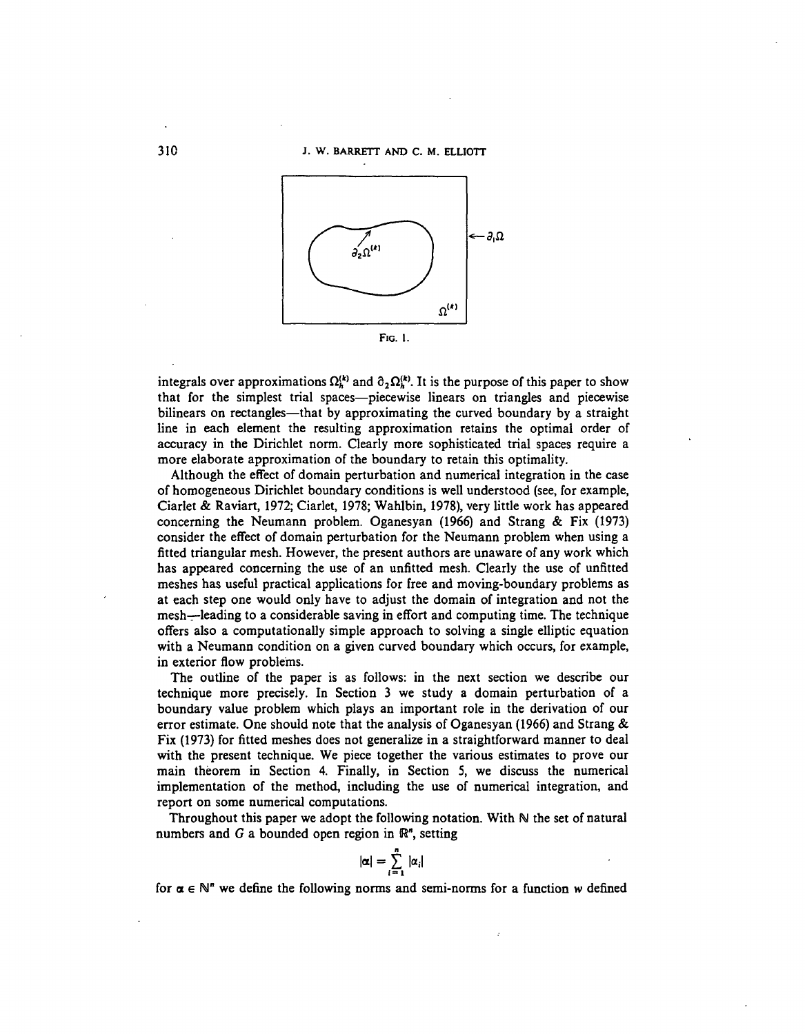FIG. 1.

integrals over approximations $\Omega_h^{(k)}$ and $\partial_2\Omega_h^{(k)}$. It is the purpose of this paper to show that for the simplest trial spaces—piecewise linears on triangles and piecewise bilinears on rectangles—that by approximating the curved boundary by a straight line in each element the resulting approximation retains the optimal order of accuracy in the Dirichlet norm. Clearly more sophisticated trial spaces require a more elaborate approximation of the boundary to retain this optimality.

Although the effect of domain perturbation and numerical integration in the case of homogeneous Dirichlet boundary conditions is well understood (see, for example, Ciarlet & Raviart, 1972; Ciarlet, 1978; Wahlbin, 1978), very little work has appeared concerning the Neumann problem. Oganesyan (1966) and Strang & Fix (1973) consider the effect of domain perturbation for the Neumann problem when using a fitted triangular mesh. However, the present authors are unaware of any work which has appeared concerning the use of an unfitted mesh. Clearly the use of unfitted meshes has useful practical applications for free and moving-boundary problems as at each step one would only have to adjust the domain of integration and not the mesh—leading to a considerable saving in effort and computing time. The technique offers also a computationally simple approach to solving a single elliptic equation with a Neumann condition on a given curved boundary which occurs, for example, in exterior flow problems.

The outline of the paper is as follows: in the next section we describe our technique more precisely. In Section 3 we study a domain perturbation of a boundary value problem which plays an important role in the derivation of our error estimate. One should note that the analysis of Oganesyan (1966) and Strang & Fix (1973) for fitted meshes does not generalize in a straightforward manner to deal with the present technique. We piece together the various estimates to prove our main theorem in Section 4. Finally, in Section 5, we discuss the numerical implementation of the method, including the use of numerical integration, and report on some numerical computations.

Throughout this paper we adopt the following notation. With $\mathbb{N}$ the set of natural numbers and $G$ a bounded open region in $\mathbb{R}^n$, setting

$$|\alpha| = \sum_{i=1}^{n} |\alpha_i|$$

for $\alpha \in \mathbb{N}^n$ we define the following norms and semi-norms for a function $w$ defined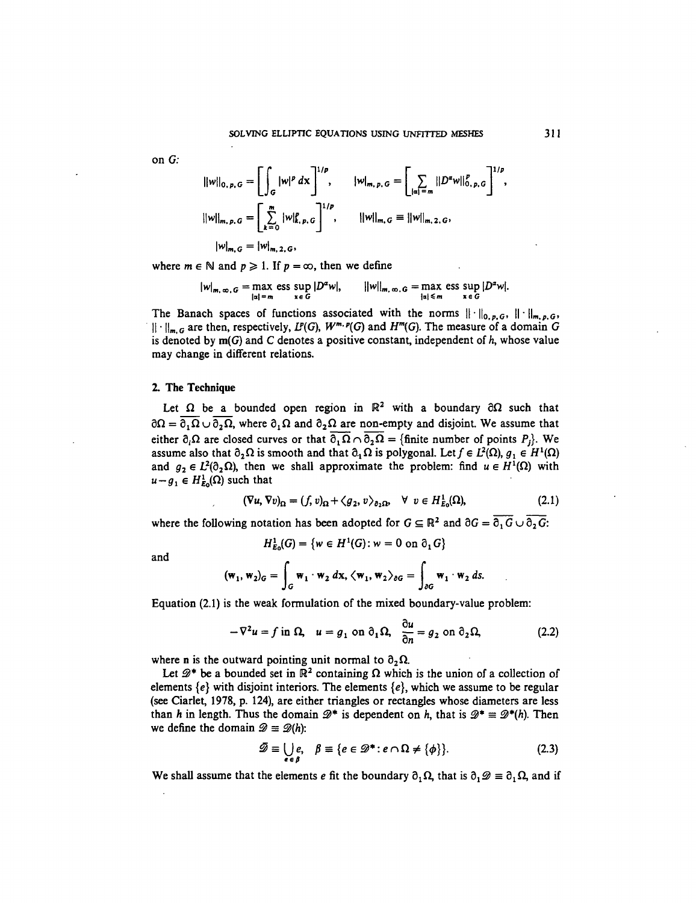on $G$:

$$\|w\|_{0,p,G} = \left[\int_G |w|^p \, dx\right]^{1/p}, \qquad |w|_{m,p,G} = \left[\sum_{|\alpha|=m} \|D^\alpha w\|_{0,p,G}^p\right]^{1/p},$$

$$\|w\|_{m,p,G} = \left[\sum_{k=0}^{m} |w|_{k,p,G}^p\right]^{1/p}, \qquad \|w\|_{m,G} \equiv \|w\|_{m,2,G},$$

$$|w|_{m,G} = |w|_{m,2,G},$$

where $m \in \mathbb{N}$ and $p \geqslant 1$. If $p = \infty$, then we define

$$|w|_{m,\infty,G} = \max_{|\alpha|=m} \operatorname*{ess\,sup}_{x \in G} |D^\alpha w|, \qquad \|w\|_{m,\infty,G} = \max_{|\alpha| \leqslant m} \operatorname*{ess\,sup}_{x \in G} |D^\alpha w|.$$

The Banach spaces of functions associated with the norms $\|\cdot\|_{0,p,G}$, $\|\cdot\|_{m,p,G}$, $\|\cdot\|_{m,G}$ are then, respectively, $L^p(G)$, $W^{m,p}(G)$ and $H^m(G)$. The measure of a domain $G$ is denoted by $m(G)$ and $C$ denotes a positive constant, independent of $h$, whose value may change in different relations.

## 2. The Technique

Let $\Omega$ be a bounded open region in $\mathbb{R}^2$ with a boundary $\partial\Omega$ such that $\partial\Omega = \overline{\partial_1\Omega} \cup \overline{\partial_2\Omega}$, where $\partial_1\Omega$ and $\partial_2\Omega$ are non-empty and disjoint. We assume that either $\partial_i\Omega$ are closed curves or that $\overline{\partial_1\Omega} \cap \overline{\partial_2\Omega} = \{\text{finite number of points } P_j\}$. We assume also that $\partial_2\Omega$ is smooth and that $\partial_1\Omega$ is polygonal. Let $f \in L^2(\Omega)$, $g_1 \in H^1(\Omega)$ and $g_2 \in L^2(\partial_2\Omega)$, then we shall approximate the problem: find $u \in H^1(\Omega)$ with $u - g_1 \in H^1_{E_0}(\Omega)$ such that

$$(\nabla u, \nabla v)_\Omega = (f, v)_\Omega + \langle g_2, v\rangle_{\partial_2\Omega}, \quad \forall\ v \in H^1_{E_0}(\Omega), \tag{2.1}$$

where the following notation has been adopted for $G \subseteq \mathbb{R}^2$ and $\partial G = \overline{\partial_1 G} \cup \overline{\partial_2 G}$:

$$H^1_{E_0}(G) = \{w \in H^1(G) \colon w = 0 \text{ on } \partial_1 G\}$$

and

$$(\mathbf{w}_1, \mathbf{w}_2)_G = \int_G \mathbf{w}_1 \cdot \mathbf{w}_2 \, dx, \quad \langle \mathbf{w}_1, \mathbf{w}_2\rangle_{\partial G} = \int_{\partial G} \mathbf{w}_1 \cdot \mathbf{w}_2 \, ds.$$

Equation (2.1) is the weak formulation of the mixed boundary-value problem:

$$-\nabla^2 u = f \text{ in } \Omega, \quad u = g_1 \text{ on } \partial_1\Omega, \quad \frac{\partial u}{\partial n} = g_2 \text{ on } \partial_2\Omega, \tag{2.2}$$

where $\mathbf{n}$ is the outward pointing unit normal to $\partial_2\Omega$.

Let $\mathscr{D}^*$ be a bounded set in $\mathbb{R}^2$ containing $\Omega$ which is the union of a collection of elements $\{e\}$ with disjoint interiors. The elements $\{e\}$, which we assume to be regular (see Ciarlet, 1978, p. 124), are either triangles or rectangles whose diameters are less than $h$ in length. Thus the domain $\mathscr{D}^*$ is dependent on $h$, that is $\mathscr{D}^* \equiv \mathscr{D}^*(h)$. Then we define the domain $\mathscr{D} \equiv \mathscr{D}(h)$:

$$\mathscr{D} \equiv \bigcup_{e \in \beta} e, \quad \beta \equiv \{e \in \mathscr{D}^* \colon e \cap \Omega \neq \{\phi\}\}. \tag{2.3}$$

We shall assume that the elements $e$ fit the boundary $\partial_1\Omega$, that is $\partial_1\mathscr{D} \equiv \partial_1\Omega$, and if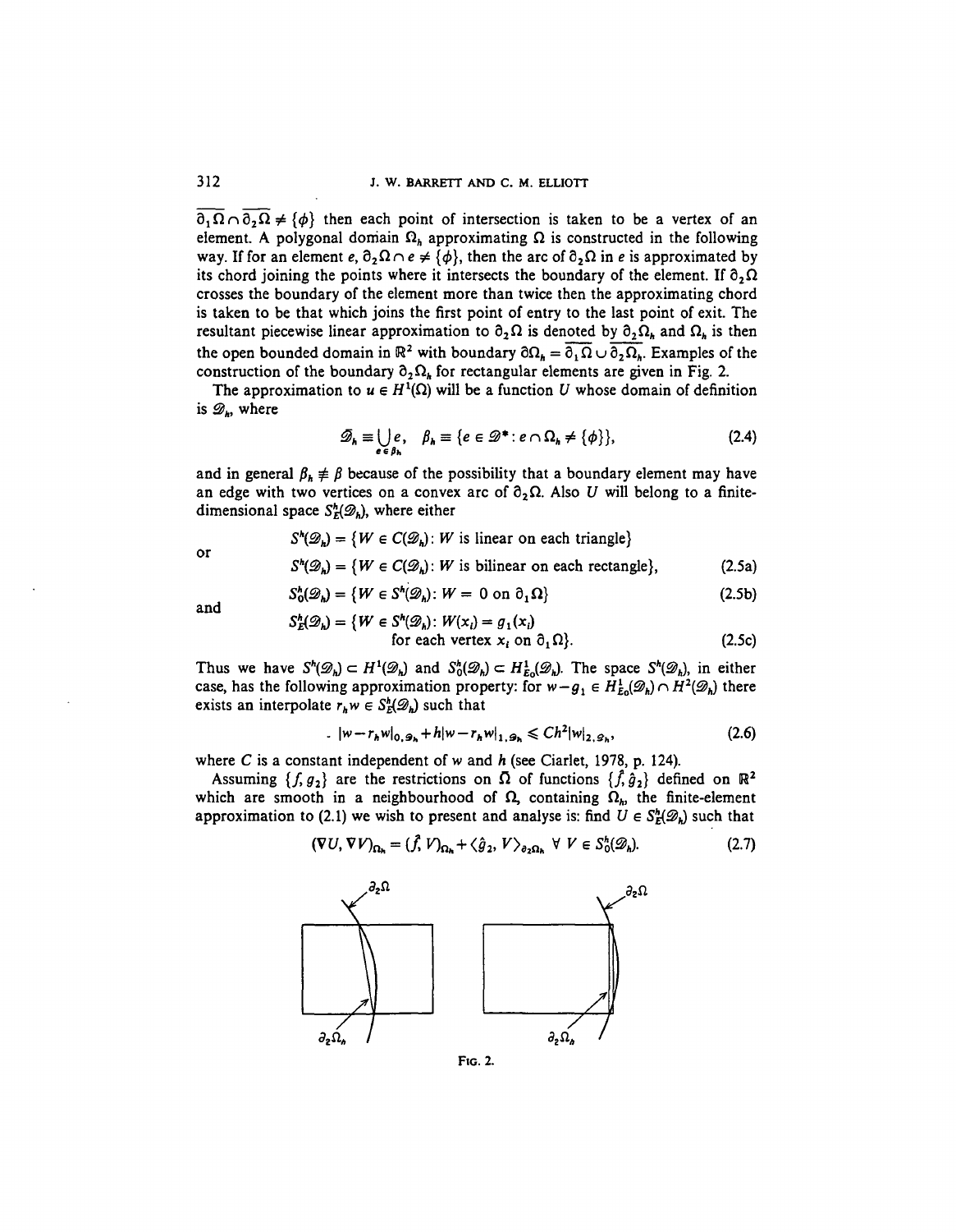$\overline{\partial_1\Omega} \cap \overline{\partial_2\Omega} \neq \{\phi\}$ then each point of intersection is taken to be a vertex of an element. A polygonal domain $\Omega_h$ approximating $\Omega$ is constructed in the following way. If for an element $e$, $\partial_2\Omega \cap e \neq \{\phi\}$, then the arc of $\partial_2\Omega$ in $e$ is approximated by its chord joining the points where it intersects the boundary of the element. If $\partial_2\Omega$ crosses the boundary of the element more than twice then the approximating chord is taken to be that which joins the first point of entry to the last point of exit. The resultant piecewise linear approximation to $\partial_2\Omega$ is denoted by $\partial_2\Omega_h$ and $\Omega_h$ is then the open bounded domain in $\mathbb{R}^2$ with boundary $\partial\Omega_h = \overline{\partial_1\Omega} \cup \overline{\partial_2\Omega_h}$. Examples of the construction of the boundary $\partial_2\Omega_h$ for rectangular elements are given in Fig. 2.

The approximation to $u \in H^1(\Omega)$ will be a function $U$ whose domain of definition is $\mathscr{D}_h$, where

$$\mathscr{D}_h \equiv \bigcup_{e \in \beta_h} e, \quad \beta_h \equiv \{e \in \mathscr{D}^* : e \cap \Omega_h \neq \{\phi\}\}, \tag{2.4}$$

and in general $\beta_h \not\equiv \beta$ because of the possibility that a boundary element may have an edge with two vertices on a convex arc of $\partial_2\Omega$. Also $U$ will belong to a finite-dimensional space $S_E^h(\mathscr{D}_h)$, where either

$$S^h(\mathscr{D}_h) = \{W \in C(\mathscr{D}_h) : W \text{ is linear on each triangle}\}$$

or

$$S^h(\mathscr{D}_h) = \{W \in C(\mathscr{D}_h) : W \text{ is bilinear on each rectangle}\}, \tag{2.5a}$$

$$S_0^h(\mathscr{D}_h) = \{W \in S^h(\mathscr{D}_h) : W = 0 \text{ on } \partial_1\Omega\} \tag{2.5b}$$

and

$$S_E^h(\mathscr{D}_h) = \{W \in S^h(\mathscr{D}_h) : W(x_i) = g_1(x_i) \text{ for each vertex } x_i \text{ on } \partial_1\Omega\}. \tag{2.5c}$$

Thus we have $S^h(\mathscr{D}_h) \subset H^1(\mathscr{D}_h)$ and $S_0^h(\mathscr{D}_h) \subset H_{E_0}^1(\mathscr{D}_h)$. The space $S^h(\mathscr{D}_h)$, in either case, has the following approximation property: for $w - g_1 \in H_{E_0}^1(\mathscr{D}_h) \cap H^2(\mathscr{D}_h)$ there exists an interpolate $r_h w \in S_E^h(\mathscr{D}_h)$ such that

$$|w - r_h w|_{0,\mathscr{D}_h} + h|w - r_h w|_{1,\mathscr{D}_h} \leqslant Ch^2 |w|_{2,\mathscr{D}_h}, \tag{2.6}$$

where $C$ is a constant independent of $w$ and $h$ (see Ciarlet, 1978, p. 124).

Assuming $\{f, g_2\}$ are the restrictions on $\Omega$ of functions $\{\hat{f}, \hat{g}_2\}$ defined on $\mathbb{R}^2$ which are smooth in a neighbourhood of $\Omega$, containing $\Omega_h$, the finite-element approximation to (2.1) we wish to present and analyse is: find $U \in S_E^h(\mathscr{D}_h)$ such that

$$(\nabla U, \nabla V)_{\Omega_h} = (\hat{f}, V)_{\Omega_h} + \langle \hat{g}_2, V \rangle_{\partial_2\Omega_h} \ \forall \ V \in S_0^h(\mathscr{D}_h). \tag{2.7}$$

FIG. 2.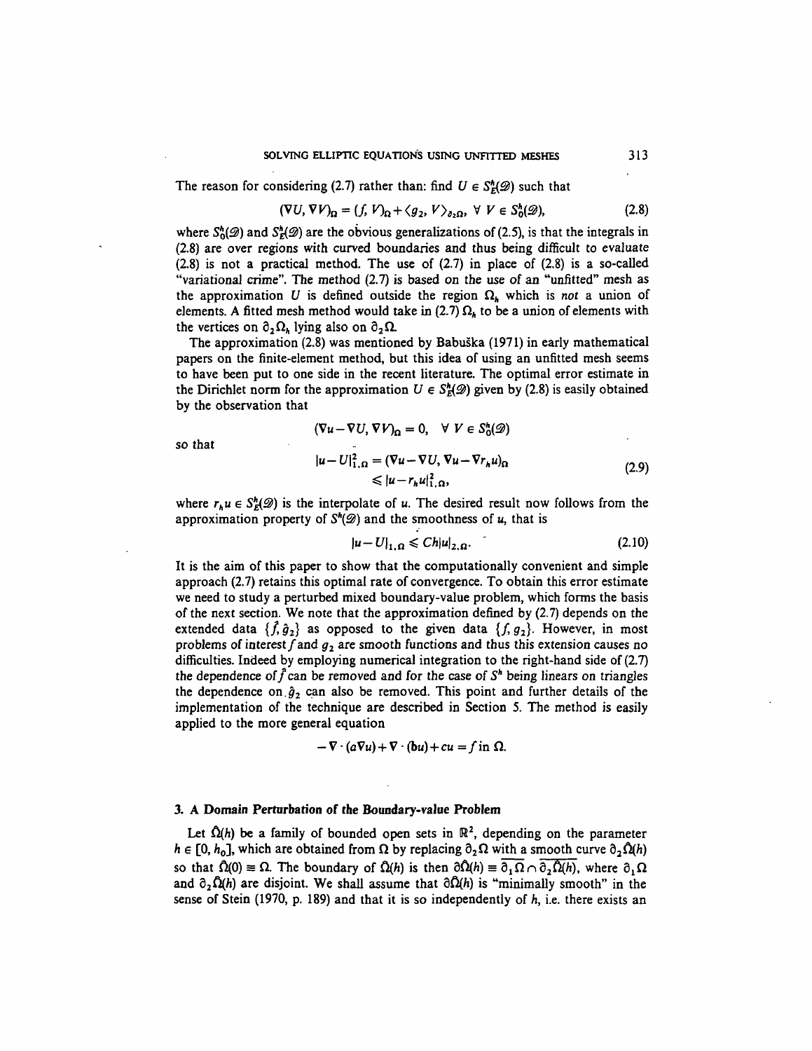The reason for considering (2.7) rather than: find $U \in S_E^h(\mathscr{D})$ such that

$$(\nabla U, \nabla V)_\Omega = (f, V)_\Omega + \langle g_2, V \rangle_{\partial_2 \Omega}, \;\forall\; V \in S_0^h(\mathscr{D}), \tag{2.8}$$

where $S_0^h(\mathscr{D})$ and $S_E^h(\mathscr{D})$ are the obvious generalizations of (2.5), is that the integrals in (2.8) are over regions with curved boundaries and thus being difficult to evaluate (2.8) is not a practical method. The use of (2.7) in place of (2.8) is a so-called "variational crime". The method (2.7) is based on the use of an "unfitted" mesh as the approximation $U$ is defined outside the region $\Omega_h$ which is *not* a union of elements. A fitted mesh method would take in (2.7) $\Omega_h$ to be a union of elements with the vertices on $\partial_2 \Omega_h$ lying also on $\partial_2 \Omega$.

The approximation (2.8) was mentioned by Babuška (1971) in early mathematical papers on the finite-element method, but this idea of using an unfitted mesh seems to have been put to one side in the recent literature. The optimal error estimate in the Dirichlet norm for the approximation $U \in S_E^h(\mathscr{D})$ given by (2.8) is easily obtained by the observation that

$$(\nabla u - \nabla U, \nabla V)_\Omega = 0, \quad \forall\; V \in S_0^h(\mathscr{D})$$

so that

$$\begin{aligned} |u - U|_{1,\Omega}^2 &= (\nabla u - \nabla U, \nabla u - \nabla r_h u)_\Omega \\ &\leqslant |u - r_h u|_{1,\Omega}^2, \end{aligned} \tag{2.9}$$

where $r_h u \in S_E^h(\mathscr{D})$ is the interpolate of $u$. The desired result now follows from the approximation property of $S^h(\mathscr{D})$ and the smoothness of $u$, that is

$$|u - U|_{1,\Omega} \leqslant Ch|u|_{2,\Omega}. \tag{2.10}$$

It is the aim of this paper to show that the computationally convenient and simple approach (2.7) retains this optimal rate of convergence. To obtain this error estimate we need to study a perturbed mixed boundary-value problem, which forms the basis of the next section. We note that the approximation defined by (2.7) depends on the extended data $\{\hat{f}, \hat{g}_2\}$ as opposed to the given data $\{f, g_2\}$. However, in most problems of interest $f$ and $g_2$ are smooth functions and thus this extension causes no difficulties. Indeed by employing numerical integration to the right-hand side of (2.7) the dependence of $\hat{f}$ can be removed and for the case of $S^h$ being linears on triangles the dependence on $\hat{g}_2$ can also be removed. This point and further details of the implementation of the technique are described in Section 5. The method is easily applied to the more general equation

$$-\nabla \cdot (a \nabla u) + \nabla \cdot (\mathbf{b} u) + cu = f \text{ in } \Omega.$$

## 3. A Domain Perturbation of the Boundary-value Problem

Let $\hat{\Omega}(h)$ be a family of bounded open sets in $\mathbb{R}^2$, depending on the parameter $h \in [0, h_0]$, which are obtained from $\Omega$ by replacing $\partial_2 \Omega$ with a smooth curve $\partial_2 \hat{\Omega}(h)$ so that $\hat{\Omega}(0) \equiv \Omega$. The boundary of $\hat{\Omega}(h)$ is then $\partial \hat{\Omega}(h) \equiv \overline{\partial_1 \Omega} \cap \overline{\partial_2 \hat{\Omega}(h)}$, where $\partial_1 \Omega$ and $\partial_2 \hat{\Omega}(h)$ are disjoint. We shall assume that $\partial \hat{\Omega}(h)$ is "minimally smooth" in the sense of Stein (1970, p. 189) and that it is so independently of $h$, i.e. there exists an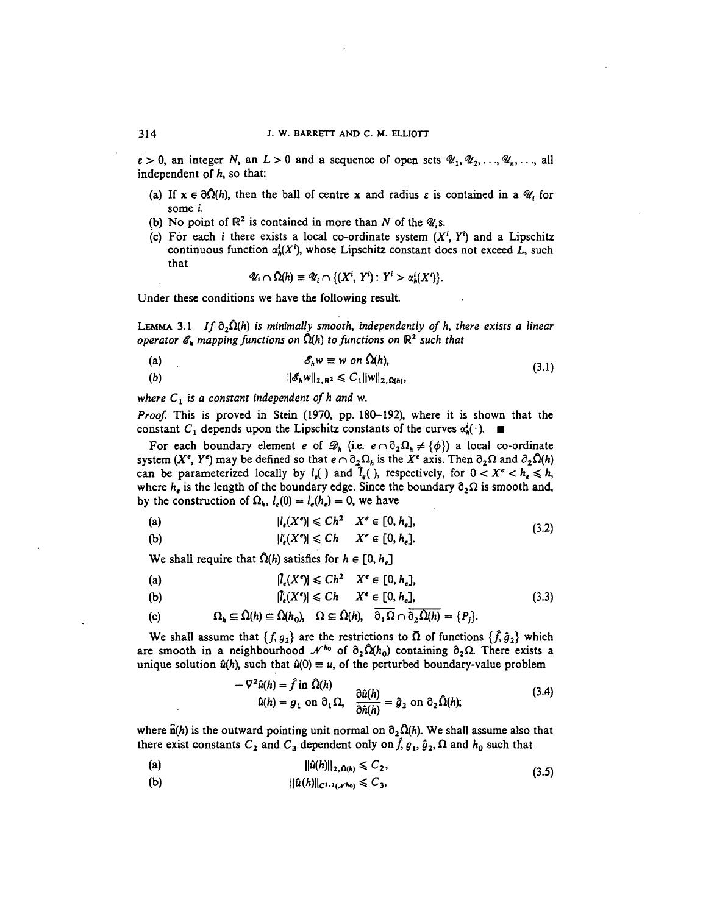$\varepsilon > 0$, an integer $N$, an $L > 0$ and a sequence of open sets $\mathscr{U}_1, \mathscr{U}_2, \ldots, \mathscr{U}_n, \ldots$, all independent of $h$, so that:

(a) If $x \in \partial\hat{\Omega}(h)$, then the ball of centre $x$ and radius $\varepsilon$ is contained in a $\mathscr{U}_i$ for some $i$.

(b) No point of $\mathbb{R}^2$ is contained in more than $N$ of the $\mathscr{U}_i$s.

(c) For each $i$ there exists a local co-ordinate system $(X^i, Y^i)$ and a Lipschitz continuous function $\alpha_h^i(X^i)$, whose Lipschitz constant does not exceed $L$, such that

$$\mathscr{U}_i \cap \hat{\Omega}(h) \equiv \mathscr{U}_i \cap \{(X^i, Y^i) : Y^i > \alpha_h^i(X^i)\}.$$

Under these conditions we have the following result.

LEMMA 3.1 *If $\partial_2\hat{\Omega}(h)$ is minimally smooth, independently of $h$, there exists a linear operator $\mathscr{E}_h$ mapping functions on $\hat{\Omega}(h)$ to functions on $\mathbb{R}^2$ such that*

$$\begin{aligned} &(a) \qquad \mathscr{E}_h w \equiv w \text{ on } \hat{\Omega}(h), \\ &(b) \qquad \|\mathscr{E}_h w\|_{2,\mathbb{R}^2} \leqslant C_1 \|w\|_{2,\hat{\Omega}(h)}, \end{aligned} \tag{3.1}$$

*where $C_1$ is a constant independent of $h$ and $w$.*

*Proof.* This is proved in Stein (1970, pp. 180–192), where it is shown that the constant $C_1$ depends upon the Lipschitz constants of the curves $\alpha_h^i(\cdot)$. ∎

For each boundary element $e$ of $\mathscr{D}_h$ (i.e. $e \cap \partial_2\Omega_h \neq \{\phi\}$) a local co-ordinate system $(X^e, Y^e)$ may be defined so that $e \cap \partial_2\Omega_h$ is the $X^e$ axis. Then $\partial_2\Omega$ and $\partial_2\hat{\Omega}(h)$ can be parameterized locally by $l_e(\,)$ and $\hat{l}_e(\,)$, respectively, for $0 < X^e < h_e \leqslant h$, where $h_e$ is the length of the boundary edge. Since the boundary $\partial_2\Omega$ is smooth and, by the construction of $\Omega_h$, $l_e(0) = l_e(h_e) = 0$, we have

$$\begin{aligned} &(a) \qquad |l_e(X^e)| \leqslant Ch^2 \quad X^e \in [0, h_e], \\ &(b) \qquad |l_e'(X^e)| \leqslant Ch \quad X^e \in [0, h_e]. \end{aligned} \tag{3.2}$$

We shall require that $\hat{\Omega}(h)$ satisfies for $h \in [0, h_e]$

$$\begin{aligned} &(a) \qquad |\hat{l}_e(X^e)| \leqslant Ch^2 \quad X^e \in [0, h_e], \\ &(b) \qquad |\hat{l}_e'(X^e)| \leqslant Ch \quad X^e \in [0, h_e], \\ &(c) \qquad \Omega_h \subseteq \hat{\Omega}(h) \subseteq \hat{\Omega}(h_0), \quad \Omega \subseteq \hat{\Omega}(h), \quad \overline{\partial_1\Omega} \cap \overline{\partial_2\hat{\Omega}(h)} = \{P_j\}. \end{aligned} \tag{3.3}$$

We shall assume that $\{f, g_2\}$ are the restrictions to $\bar{\Omega}$ of functions $\{\hat{f}, \hat{g}_2\}$ which are smooth in a neighbourhood $\mathscr{N}^{h_0}$ of $\partial_2\hat{\Omega}(h_0)$ containing $\partial_2\Omega$. There exists a unique solution $\hat{u}(h)$, such that $\hat{u}(0) \equiv u$, of the perturbed boundary-value problem

$$\begin{gathered} -\nabla^2\hat{u}(h) = \hat{f} \text{ in } \hat{\Omega}(h) \\ \hat{u}(h) = g_1 \text{ on } \partial_1\Omega, \quad \frac{\partial\hat{u}(h)}{\partial\hat{n}(h)} = \hat{g}_2 \text{ on } \partial_2\hat{\Omega}(h); \end{gathered} \tag{3.4}$$

where $\hat{n}(h)$ is the outward pointing unit normal on $\partial_2\hat{\Omega}(h)$. We shall assume also that there exist constants $C_2$ and $C_3$ dependent only on $\hat{f}, g_1, \hat{g}_2, \Omega$ and $h_0$ such that

$$\begin{aligned} &(a) \qquad \|\hat{u}(h)\|_{2,\hat{\Omega}(h)} \leqslant C_2, \\ &(b) \qquad \|\hat{u}(h)\|_{C^{1,1}(\mathscr{N}^{h_0})} \leqslant C_3, \end{aligned} \tag{3.5}$$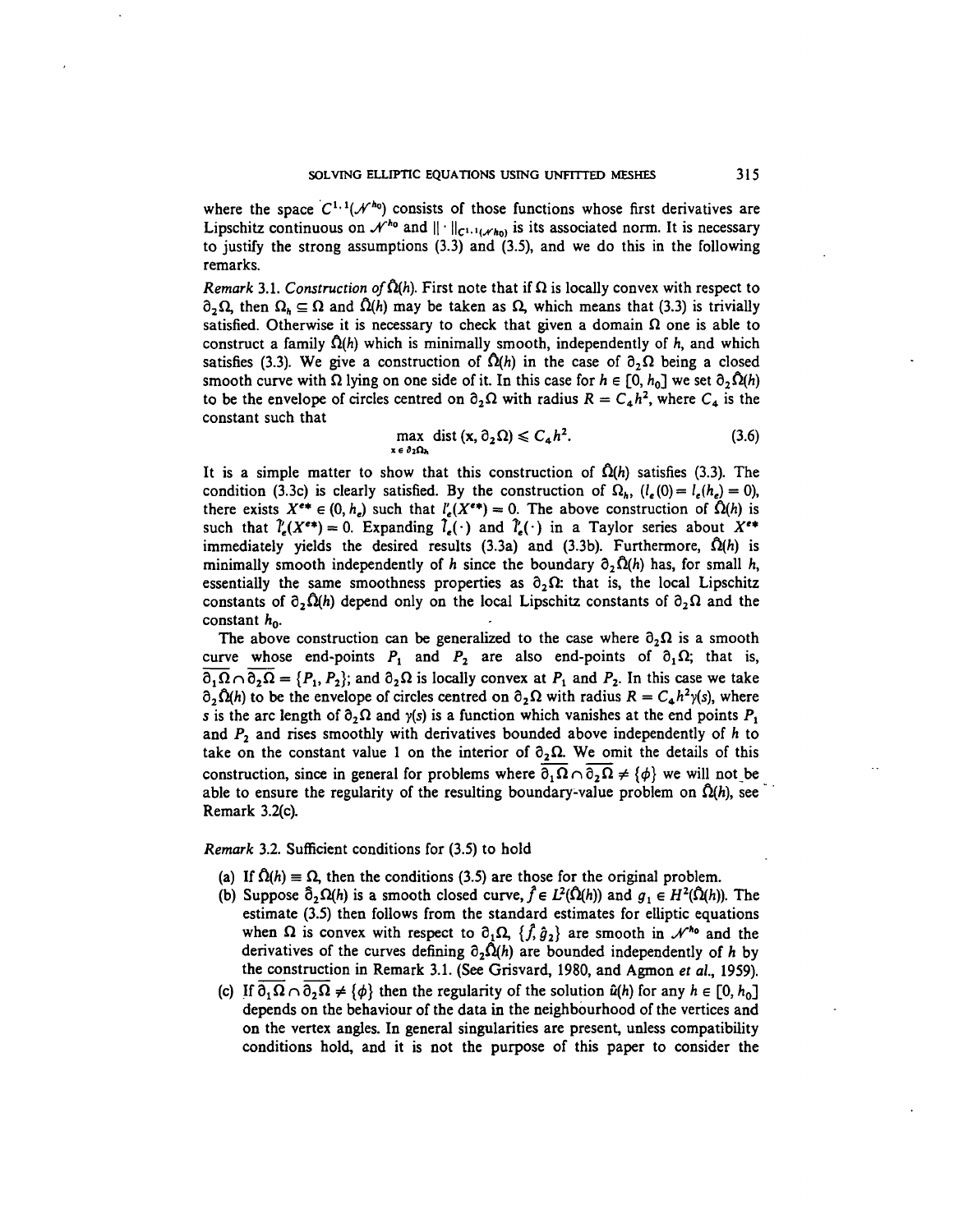where the space $C^{1,1}(\mathcal{N}^{h_0})$ consists of those functions whose first derivatives are Lipschitz continuous on $\mathcal{N}^{h_0}$ and $\|\cdot\|_{C^{1,1}(\mathcal{N}^{h_0})}$ is its associated norm. It is necessary to justify the strong assumptions (3.3) and (3.5), and we do this in the following remarks.

*Remark* 3.1. *Construction of* $\hat{\Omega}(h)$. First note that if $\Omega$ is locally convex with respect to $\partial_2\Omega$, then $\Omega_h \subseteq \Omega$ and $\hat{\Omega}(h)$ may be taken as $\Omega$, which means that (3.3) is trivially satisfied. Otherwise it is necessary to check that given a domain $\Omega$ one is able to construct a family $\hat{\Omega}(h)$ which is minimally smooth, independently of $h$, and which satisfies (3.3). We give a construction of $\hat{\Omega}(h)$ in the case of $\partial_2\Omega$ being a closed smooth curve with $\Omega$ lying on one side of it. In this case for $h \in [0, h_0]$ we set $\partial_2\hat{\Omega}(h)$ to be the envelope of circles centred on $\partial_2\Omega$ with radius $R = C_4 h^2$, where $C_4$ is the constant such that

$$\max_{x \in \partial_2\Omega_h} \operatorname{dist}(x, \partial_2\Omega) \leqslant C_4 h^2. \tag{3.6}$$

It is a simple matter to show that this construction of $\hat{\Omega}(h)$ satisfies (3.3). The condition (3.3c) is clearly satisfied. By the construction of $\Omega_h$, $(l_e(0) = l_e(h_e) = 0)$, there exists $X^{e*} \in (0, h_e)$ such that $l_e'(X^{e*}) = 0$. The above construction of $\hat{\Omega}(h)$ is such that $\hat{l}_e'(X^{e*}) = 0$. Expanding $\hat{l}_e(\cdot)$ and $\hat{l}_e'(\cdot)$ in a Taylor series about $X^{e*}$ immediately yields the desired results (3.3a) and (3.3b). Furthermore, $\hat{\Omega}(h)$ is minimally smooth independently of $h$ since the boundary $\partial_2\hat{\Omega}(h)$ has, for small $h$, essentially the same smoothness properties as $\partial_2\Omega$: that is, the local Lipschitz constants of $\partial_2\hat{\Omega}(h)$ depend only on the local Lipschitz constants of $\partial_2\Omega$ and the constant $h_0$.

The above construction can be generalized to the case where $\partial_2\Omega$ is a smooth curve whose end-points $P_1$ and $P_2$ are also end-points of $\partial_1\Omega$; that is, $\overline{\partial_1\Omega} \cap \overline{\partial_2\Omega} = \{P_1, P_2\}$; and $\partial_2\Omega$ is locally convex at $P_1$ and $P_2$. In this case we take $\partial_2\hat{\Omega}(h)$ to be the envelope of circles centred on $\partial_2\Omega$ with radius $R = C_4 h^2 \gamma(s)$, where $s$ is the arc length of $\partial_2\Omega$ and $\gamma(s)$ is a function which vanishes at the end points $P_1$ and $P_2$ and rises smoothly with derivatives bounded above independently of $h$ to take on the constant value 1 on the interior of $\partial_2\Omega$. We omit the details of this construction, since in general for problems where $\overline{\partial_1\Omega} \cap \overline{\partial_2\Omega} \neq \{\phi\}$ we will not be able to ensure the regularity of the resulting boundary-value problem on $\hat{\Omega}(h)$, see Remark 3.2(c).

*Remark* 3.2. Sufficient conditions for (3.5) to hold

(a) If $\hat{\Omega}(h) \equiv \Omega$, then the conditions (3.5) are those for the original problem.

(b) Suppose $\hat{\partial}_2\Omega(h)$ is a smooth closed curve, $\hat{f} \in L^2(\hat{\Omega}(h))$ and $g_1 \in H^2(\hat{\Omega}(h))$. The estimate (3.5) then follows from the standard estimates for elliptic equations when $\Omega$ is convex with respect to $\partial_1\Omega$, $\{\hat{f}, \hat{g}_2\}$ are smooth in $\mathcal{N}^{h_0}$ and the derivatives of the curves defining $\partial_2\hat{\Omega}(h)$ are bounded independently of $h$ by the construction in Remark 3.1. (See Grisvard, 1980, and Agmon *et al.*, 1959).

(c) If $\overline{\partial_1\Omega} \cap \overline{\partial_2\Omega} \neq \{\phi\}$ then the regularity of the solution $\hat{u}(h)$ for any $h \in [0, h_0]$ depends on the behaviour of the data in the neighbourhood of the vertices and on the vertex angles. In general singularities are present, unless compatibility conditions hold, and it is not the purpose of this paper to consider the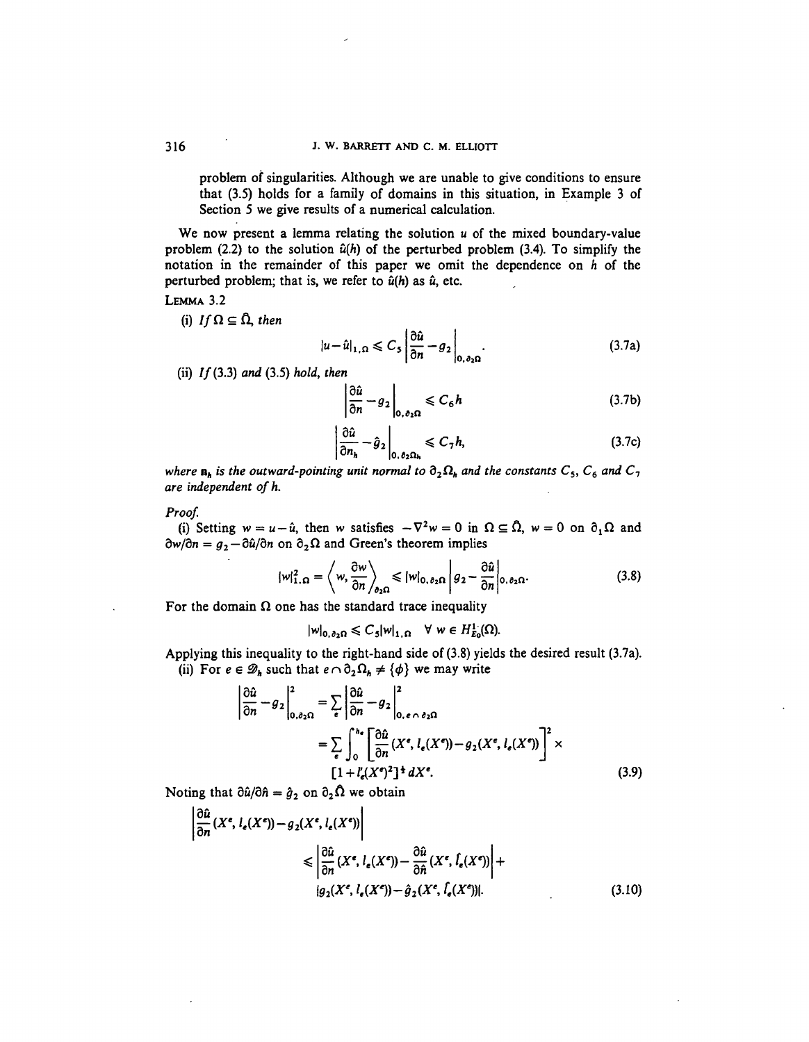problem of singularities. Although we are unable to give conditions to ensure that (3.5) holds for a family of domains in this situation, in Example 3 of Section 5 we give results of a numerical calculation.

We now present a lemma relating the solution $u$ of the mixed boundary-value problem (2.2) to the solution $\hat{u}(h)$ of the perturbed problem (3.4). To simplify the notation in the remainder of this paper we omit the dependence on $h$ of the perturbed problem; that is, we refer to $\hat{u}(h)$ as $\hat{u}$, etc.

LEMMA 3.2

(i) *If* $\Omega \subseteq \hat{\Omega}$, *then*

$$|u-\hat{u}|_{1,\Omega} \leqslant C_5 \left| \frac{\partial \hat{u}}{\partial n} - g_2 \right|_{0,\partial_2\Omega}. \tag{3.7a}$$

(ii) *If* (3.3) *and* (3.5) *hold, then*

$$\left| \frac{\partial \hat{u}}{\partial n} - g_2 \right|_{0,\partial_2\Omega} \leqslant C_6 h \tag{3.7b}$$

$$\left| \frac{\partial \hat{u}}{\partial n_h} - \hat{g}_2 \right|_{0,\partial_2\Omega_h} \leqslant C_7 h, \tag{3.7c}$$

*where* $\mathbf{n}_h$ *is the outward-pointing unit normal to* $\partial_2\Omega_h$ *and the constants* $C_5$, $C_6$ *and* $C_7$ *are independent of* $h$.

*Proof.*

(i) Setting $w = u - \hat{u}$, then $w$ satisfies $-\nabla^2 w = 0$ in $\Omega \subseteq \hat{\Omega}$, $w = 0$ on $\partial_1\Omega$ and $\partial w/\partial n = g_2 - \partial\hat{u}/\partial n$ on $\partial_2\Omega$ and Green's theorem implies

$$|w|^2_{1,\Omega} = \left\langle w, \frac{\partial w}{\partial n} \right\rangle_{\partial_2\Omega} \leqslant |w|_{0,\partial_2\Omega} \left| g_2 - \frac{\partial \hat{u}}{\partial n} \right|_{0,\partial_2\Omega}. \tag{3.8}$$

For the domain $\Omega$ one has the standard trace inequality

$$|w|_{0,\partial_2\Omega} \leqslant C_5 |w|_{1,\Omega} \quad \forall\, w \in H^1_{E_0}(\Omega).$$

Applying this inequality to the right-hand side of (3.8) yields the desired result (3.7a).

(ii) For $e \in \mathscr{D}_h$ such that $e \cap \partial_2\Omega_h \neq \{\phi\}$ we may write

$$\begin{aligned}
\left| \frac{\partial \hat{u}}{\partial n} - g_2 \right|^2_{0,\partial_2\Omega} &= \sum_e \left| \frac{\partial \hat{u}}{\partial n} - g_2 \right|^2_{0,e\cap\partial_2\Omega} \\
&= \sum_e \int_0^{h_e} \left[ \frac{\partial \hat{u}}{\partial n}(X^e, l_e(X^e)) - g_2(X^e, l_e(X^e)) \right]^2 \times \\
&\qquad [1 + l_e'(X^e)^2]^{\frac{1}{2}}\, dX^e.
\end{aligned} \tag{3.9}$$

Noting that $\partial\hat{u}/\partial\hat{n} = \hat{g}_2$ on $\partial_2\hat{\Omega}$ we obtain

$$\begin{aligned}
&\left| \frac{\partial \hat{u}}{\partial n}(X^e, l_e(X^e)) - g_2(X^e, l_e(X^e)) \right| \\
&\qquad \leqslant \left| \frac{\partial \hat{u}}{\partial n}(X^e, l_e(X^e)) - \frac{\partial \hat{u}}{\partial \hat{n}}(X^e, \hat{l}_e(X^e)) \right| + \\
&\qquad\quad |g_2(X^e, l_e(X^e)) - \hat{g}_2(X^e, \hat{l}_e(X^e))|.
\end{aligned} \tag{3.10}$$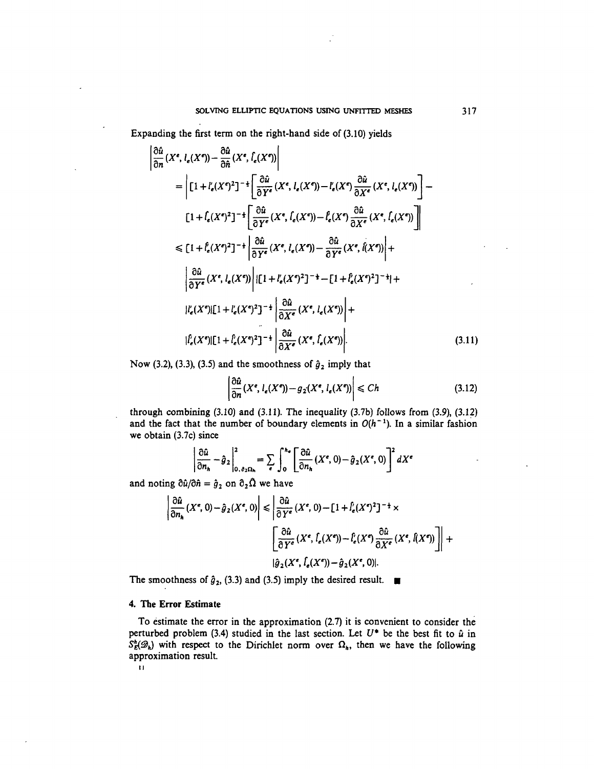Expanding the first term on the right-hand side of (3.10) yields

$$
\begin{aligned}
&\left|\frac{\partial \hat{u}}{\partial n}(X^e, l_e(X^e)) - \frac{\partial \hat{u}}{\partial \hat{n}}(X^e, \hat{l}_e(X^e))\right| \\
&= \left| [1 + l_e'(X^e)^2]^{-\frac{1}{2}} \left[\frac{\partial \hat{u}}{\partial Y^e}(X^e, l_e(X^e)) - l_e'(X^e)\frac{\partial \hat{u}}{\partial X^e}(X^e, l_e(X^e))\right] - \right. \\
&\qquad \left. [1 + \hat{l}_e'(X^e)^2]^{-\frac{1}{2}} \left[\frac{\partial \hat{u}}{\partial Y^e}(X^e, \hat{l}_e(X^e)) - \hat{l}_e'(X^e)\frac{\partial \hat{u}}{\partial X^e}(X^e, \hat{l}_e(X^e))\right]\right| \\
&\leqslant [1 + \hat{l}_e'(X^e)^2]^{-\frac{1}{2}} \left|\frac{\partial \hat{u}}{\partial Y^e}(X^e, l_e(X^e)) - \frac{\partial \hat{u}}{\partial Y^e}(X^e, \hat{l}(X^e))\right| + \\
&\qquad \left|\frac{\partial \hat{u}}{\partial Y^e}(X^e, l_e(X^e))\right| |[1 + l_e'(X^e)^2]^{-\frac{1}{2}} - [1 + \hat{l}_e'(X^e)^2]^{-\frac{1}{2}}| + \\
&\qquad |l_e'(X^e)|[1 + l_e'(X^e)^2]^{-\frac{1}{2}} \left|\frac{\partial \hat{u}}{\partial X^e}(X^e, l_e(X^e))\right| + \\
&\qquad |\hat{l}_e'(X^e)|[1 + \hat{l}_e'(X^e)^2]^{-\frac{1}{2}} \left|\frac{\partial \hat{u}}{\partial X^e}(X^e, \hat{l}_e(X^e))\right|.
\end{aligned}
\tag{3.11}
$$

Now (3.2), (3.3), (3.5) and the smoothness of $\hat{g}_2$ imply that

$$
\left|\frac{\partial \hat{u}}{\partial n}(X^e, l_e(X^e)) - g_2(X^e, l_e(X^e))\right| \leqslant Ch \tag{3.12}
$$

through combining (3.10) and (3.11). The inequality (3.7b) follows from (3.9), (3.12) and the fact that the number of boundary elements in $O(h^{-1})$. In a similar fashion we obtain (3.7c) since

$$
\left|\frac{\partial \hat{u}}{\partial n_h} - \hat{g}_2\right|^2_{0, \partial_2 \Omega_h} = \sum_e \int_0^{h_e} \left[\frac{\partial \hat{u}}{\partial n_h}(X^e, 0) - \hat{g}_2(X^e, 0)\right]^2 dX^e
$$

and noting $\partial \hat{u}/\partial \hat{n} = \hat{g}_2$ on $\partial_2 \hat{\Omega}$ we have

$$
\begin{aligned}
\left|\frac{\partial \hat{u}}{\partial n_h}(X^e, 0) - \hat{g}_2(X^e, 0)\right| &\leqslant \left|\frac{\partial \hat{u}}{\partial Y^e}(X^e, 0) - [1 + \hat{l}_e'(X^e)^2]^{-\frac{1}{2}} \times \right. \\
&\qquad \left. \left[\frac{\partial \hat{u}}{\partial Y^e}(X^e, \hat{l}_e(X^e)) - \hat{l}_e'(X^e)\frac{\partial \hat{u}}{\partial X^e}(X^e, \hat{l}(X^e))\right]\right| + \\
&\qquad |\hat{g}_2(X^e, \hat{l}_e(X^e)) - \hat{g}_2(X^e, 0)|.
\end{aligned}
$$

The smoothness of $\hat{g}_2$, (3.3) and (3.5) imply the desired result. ∎

## 4. The Error Estimate

To estimate the error in the approximation (2.7) it is convenient to consider the perturbed problem (3.4) studied in the last section. Let $U^*$ be the best fit to $\hat{u}$ in $S_E^h(\mathcal{D}_h)$ with respect to the Dirichlet norm over $\Omega_h$, then we have the following approximation result.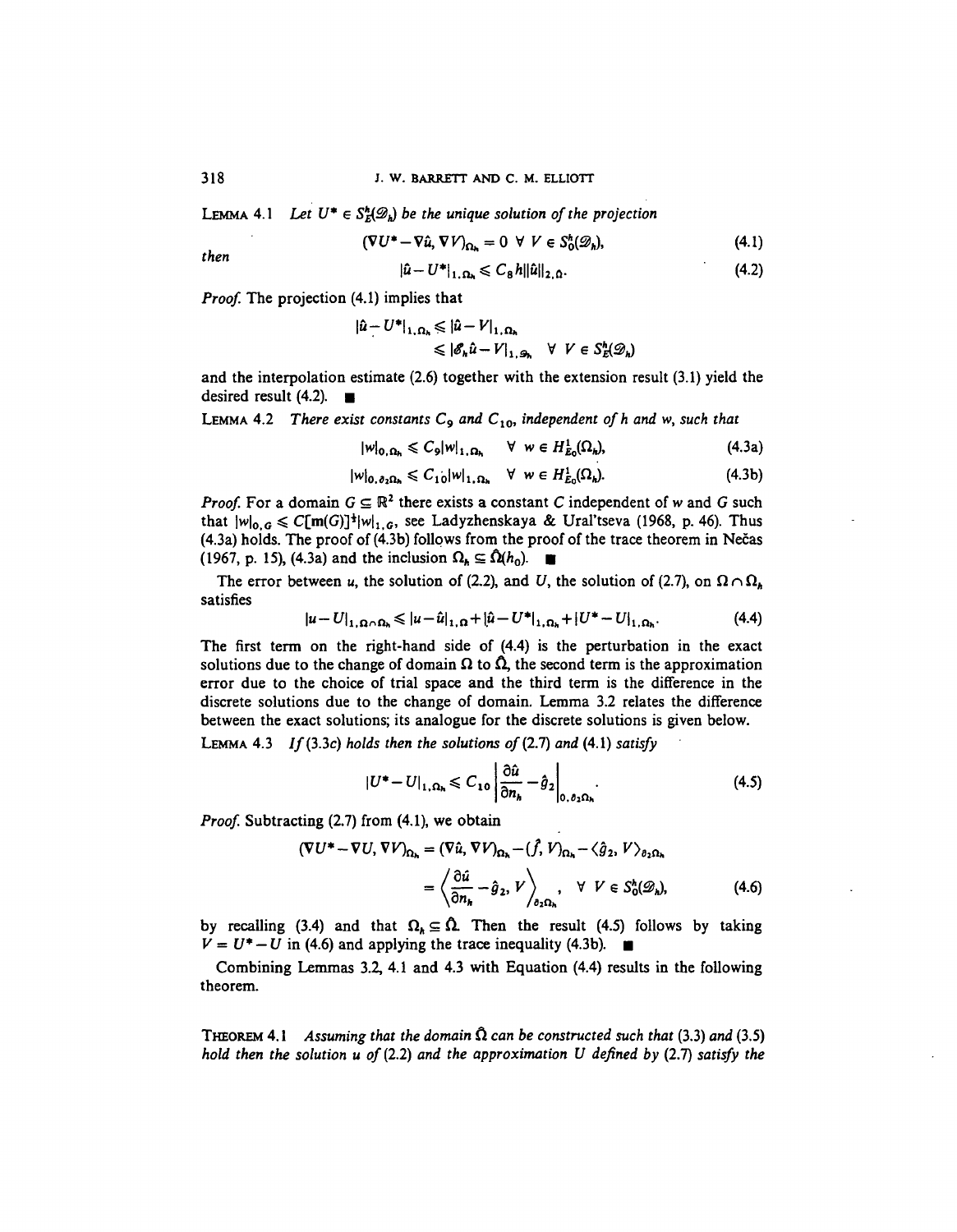**Lemma 4.1** *Let $U^* \in S^h_E(\mathscr{D}_h)$ be the unique solution of the projection*

$$(\nabla U^* - \nabla \hat{u}, \nabla V)_{\Omega_h} = 0 \;\; \forall \; V \in S^h_0(\mathscr{D}_h), \tag{4.1}$$

*then*

$$|\hat{u} - U^*|_{1,\Omega_h} \leqslant C_8 h \|\hat{u}\|_{2,\hat{\Omega}}. \tag{4.2}$$

*Proof.* The projection (4.1) implies that

$$\begin{aligned} |\hat{u} - U^*|_{1,\Omega_h} &\leqslant |\hat{u} - V|_{1,\Omega_h} \\ &\leqslant |\mathscr{E}_h \hat{u} - V|_{1,\mathscr{D}_h} \quad \forall \; V \in S^h_E(\mathscr{D}_h) \end{aligned}$$

and the interpolation estimate (2.6) together with the extension result (3.1) yield the desired result (4.2). ∎

**Lemma 4.2** *There exist constants $C_9$ and $C_{10}$, independent of $h$ and $w$, such that*

$$|w|_{0,\Omega_h} \leqslant C_9 |w|_{1,\Omega_h} \quad \forall \; w \in H^1_{E_0}(\Omega_h), \tag{4.3a}$$

$$|w|_{0,\partial_2\Omega_h} \leqslant C_{10} |w|_{1,\Omega_h} \quad \forall \; w \in H^1_{E_0}(\Omega_h). \tag{4.3b}$$

*Proof.* For a domain $G \subseteq \mathbb{R}^2$ there exists a constant $C$ independent of $w$ and $G$ such that $|w|_{0,G} \leqslant C[\mathbf{m}(G)]^{\frac{1}{2}} |w|_{1,G}$, see Ladyzhenskaya & Ural'tseva (1968, p. 46). Thus (4.3a) holds. The proof of (4.3b) follows from the proof of the trace theorem in Nečas (1967, p. 15), (4.3a) and the inclusion $\Omega_h \subseteq \hat{\Omega}(h_0)$. ∎

The error between $u$, the solution of (2.2), and $U$, the solution of (2.7), on $\Omega \cap \Omega_h$ satisfies

$$|u - U|_{1,\Omega\cap\Omega_h} \leqslant |u - \hat{u}|_{1,\Omega} + |\hat{u} - U^*|_{1,\Omega_h} + |U^* - U|_{1,\Omega_h}. \tag{4.4}$$

The first term on the right-hand side of (4.4) is the perturbation in the exact solutions due to the change of domain $\Omega$ to $\hat{\Omega}$, the second term is the approximation error due to the choice of trial space and the third term is the difference in the discrete solutions due to the change of domain. Lemma 3.2 relates the difference between the exact solutions; its analogue for the discrete solutions is given below.

**Lemma 4.3** *If (3.3c) holds then the solutions of (2.7) and (4.1) satisfy*

$$|U^* - U|_{1,\Omega_h} \leqslant C_{10} \left| \frac{\partial \hat{u}}{\partial n_h} - \hat{g}_2 \right|_{0,\partial_2\Omega_h}. \tag{4.5}$$

*Proof.* Subtracting (2.7) from (4.1), we obtain

$$\begin{aligned} (\nabla U^* - \nabla U, \nabla V)_{\Omega_h} &= (\nabla \hat{u}, \nabla V)_{\Omega_h} - (\hat{f}, V)_{\Omega_h} - \langle \hat{g}_2, V \rangle_{\partial_2\Omega_h} \\ &= \left\langle \frac{\partial \hat{u}}{\partial n_h} - \hat{g}_2, V \right\rangle_{\partial_2\Omega_h}, \quad \forall \; V \in S^h_0(\mathscr{D}_h), \end{aligned} \tag{4.6}$$

by recalling (3.4) and that $\Omega_h \subseteq \hat{\Omega}$. Then the result (4.5) follows by taking $V = U^* - U$ in (4.6) and applying the trace inequality (4.3b). ∎

Combining Lemmas 3.2, 4.1 and 4.3 with Equation (4.4) results in the following theorem.

**Theorem 4.1** *Assuming that the domain $\hat{\Omega}$ can be constructed such that (3.3) and (3.5) hold then the solution $u$ of (2.2) and the approximation $U$ defined by (2.7) satisfy the*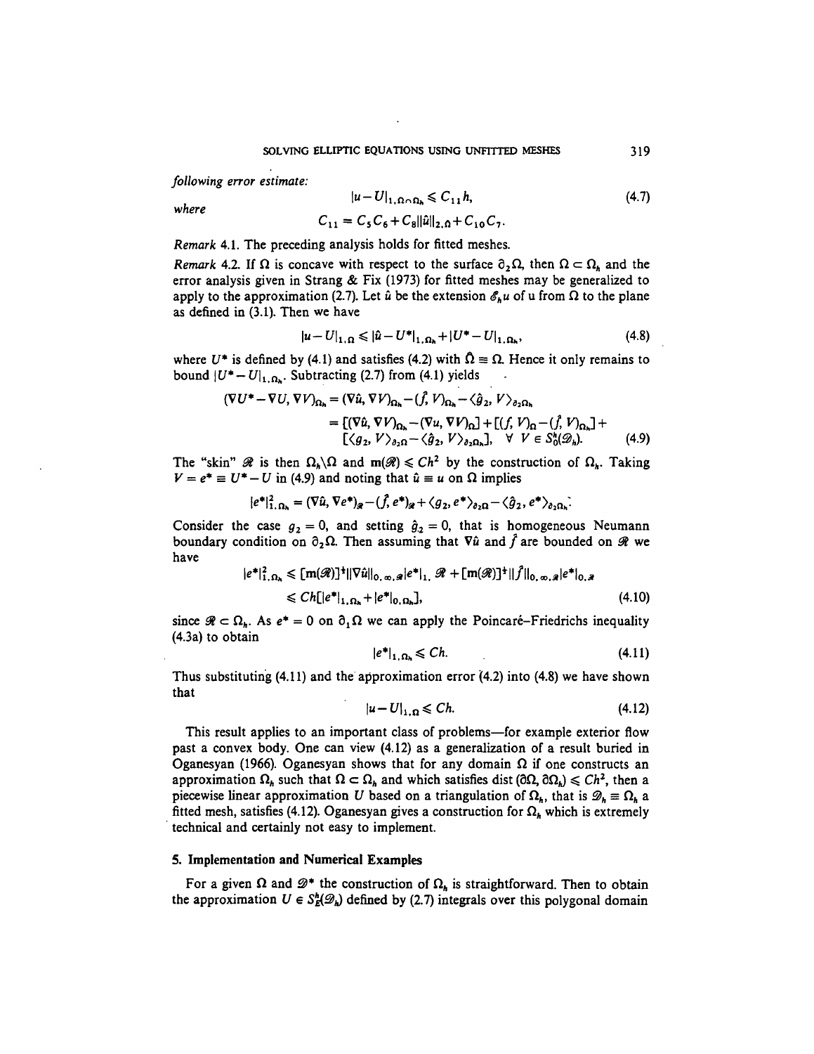*following error estimate:*

$$|u-U|_{1,\Omega\cap\Omega_h} \leqslant C_{11}h, \tag{4.7}$$

*where*

$$C_{11} = C_5C_6 + C_8\|\hat{u}\|_{2,\hat{\Omega}} + C_{10}C_7.$$

*Remark* 4.1. The preceding analysis holds for fitted meshes.

*Remark* 4.2. If $\Omega$ is concave with respect to the surface $\partial_2\Omega$, then $\Omega \subset \Omega_h$ and the error analysis given in Strang & Fix (1973) for fitted meshes may be generalized to apply to the approximation (2.7). Let $\hat{u}$ be the extension $\mathscr{E}_h u$ of u from $\Omega$ to the plane as defined in (3.1). Then we have

$$|u-U|_{1,\Omega} \leqslant |\hat{u}-U^*|_{1,\Omega_h} + |U^*-U|_{1,\Omega_h}, \tag{4.8}$$

where $U^*$ is defined by (4.1) and satisfies (4.2) with $\hat{\Omega} \equiv \Omega$. Hence it only remains to bound $|U^*-U|_{1,\Omega_h}$. Subtracting (2.7) from (4.1) yields

$$\begin{aligned}(\nabla U^* - \nabla U, \nabla V)_{\Omega_h} &= (\nabla\hat{u}, \nabla V)_{\Omega_h} - (\hat{f}, V)_{\Omega_h} - \langle \hat{g}_2, V\rangle_{\partial_2\Omega_h} \\ &= [(\nabla\hat{u}, \nabla V)_{\Omega_h} - (\nabla u, \nabla V)_{\Omega}] + [(f, V)_{\Omega} - (\hat{f}, V)_{\Omega_h}] + \\ &\quad [\langle g_2, V\rangle_{\partial_2\Omega} - \langle \hat{g}_2, V\rangle_{\partial_2\Omega_h}], \quad \forall\ V \in S_0^h(\mathscr{D}_h).\end{aligned} \tag{4.9}$$

The "skin" $\mathscr{R}$ is then $\Omega_h\backslash\Omega$ and $\mathbf{m}(\mathscr{R}) \leqslant Ch^2$ by the construction of $\Omega_h$. Taking $V = e^* \equiv U^* - U$ in (4.9) and noting that $\hat{u} \equiv u$ on $\Omega$ implies

$$|e^*|^2_{1,\Omega_h} = (\nabla\hat{u}, \nabla e^*)_{\mathscr{R}} - (\hat{f}, e^*)_{\mathscr{R}} + \langle g_2, e^*\rangle_{\partial_2\Omega} - \langle \hat{g}_2, e^*\rangle_{\partial_2\Omega_h}.$$

Consider the case $g_2 = 0$, and setting $\hat{g}_2 = 0$, that is homogeneous Neumann boundary condition on $\partial_2\Omega$. Then assuming that $\nabla\hat{u}$ and $\hat{f}$ are bounded on $\mathscr{R}$ we have

$$\begin{aligned}|e^*|^2_{1,\Omega_h} &\leqslant [\mathbf{m}(\mathscr{R})]^{\frac{1}{2}}\|\nabla\hat{u}\|_{0,\infty,\mathscr{R}}|e^*|_{1,\mathscr{R}} + [\mathbf{m}(\mathscr{R})]^{\frac{1}{2}}\|\hat{f}\|_{0,\infty,\mathscr{R}}|e^*|_{0,\mathscr{R}} \\ &\leqslant Ch[|e^*|_{1,\Omega_h} + |e^*|_{0,\Omega_h}],\end{aligned} \tag{4.10}$$

since $\mathscr{R} \subset \Omega_h$. As $e^* = 0$ on $\partial_1\Omega$ we can apply the Poincaré–Friedrichs inequality (4.3a) to obtain

$$|e^*|_{1,\Omega_h} \leqslant Ch. \tag{4.11}$$

Thus substituting (4.11) and the approximation error (4.2) into (4.8) we have shown that

$$|u-U|_{1,\Omega} \leqslant Ch. \tag{4.12}$$

This result applies to an important class of problems—for example exterior flow past a convex body. One can view (4.12) as a generalization of a result buried in Oganesyan (1966). Oganesyan shows that for any domain $\Omega$ if one constructs an approximation $\Omega_h$ such that $\Omega \subset \Omega_h$ and which satisfies dist $(\partial\Omega, \partial\Omega_h) \leqslant Ch^2$, then a piecewise linear approximation $U$ based on a triangulation of $\Omega_h$, that is $\mathscr{D}_h \equiv \Omega_h$ a fitted mesh, satisfies (4.12). Oganesyan gives a construction for $\Omega_h$ which is extremely technical and certainly not easy to implement.

## 5. Implementation and Numerical Examples

For a given $\Omega$ and $\mathscr{D}^*$ the construction of $\Omega_h$ is straightforward. Then to obtain the approximation $U \in S_E^h(\mathscr{D}_h)$ defined by (2.7) integrals over this polygonal domain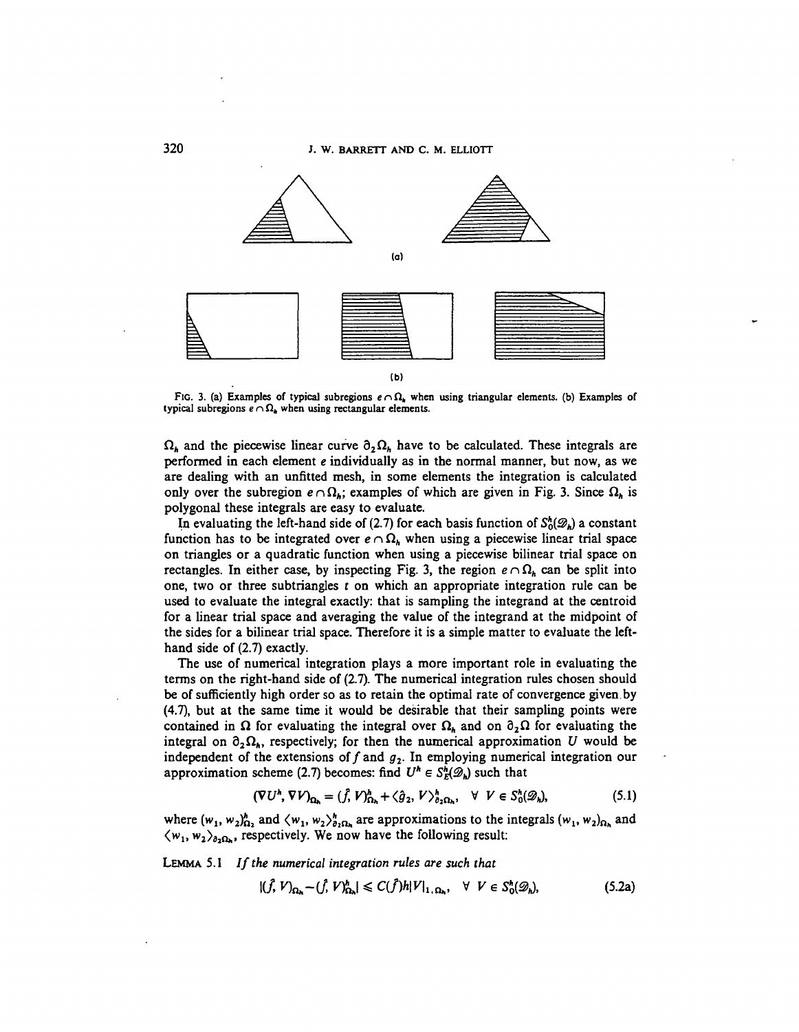(a)

(b)

FIG. 3. (a) Examples of typical subregions $e \cap \Omega_h$ when using triangular elements. (b) Examples of typical subregions $e \cap \Omega_h$ when using rectangular elements.

$\Omega_h$ and the piecewise linear curve $\partial_2 \Omega_h$ have to be calculated. These integrals are performed in each element $e$ individually as in the normal manner, but now, as we are dealing with an unfitted mesh, in some elements the integration is calculated only over the subregion $e \cap \Omega_h$; examples of which are given in Fig. 3. Since $\Omega_h$ is polygonal these integrals are easy to evaluate.

In evaluating the left-hand side of (2.7) for each basis function of $S_0^h(\mathscr{D}_h)$ a constant function has to be integrated over $e \cap \Omega_h$ when using a piecewise linear trial space on triangles or a quadratic function when using a piecewise bilinear trial space on rectangles. In either case, by inspecting Fig. 3, the region $e \cap \Omega_h$ can be split into one, two or three subtriangles $t$ on which an appropriate integration rule can be used to evaluate the integral exactly: that is sampling the integrand at the centroid for a linear trial space and averaging the value of the integrand at the midpoint of the sides for a bilinear trial space. Therefore it is a simple matter to evaluate the left-hand side of (2.7) exactly.

The use of numerical integration plays a more important role in evaluating the terms on the right-hand side of (2.7). The numerical integration rules chosen should be of sufficiently high order so as to retain the optimal rate of convergence given by (4.7), but at the same time it would be desirable that their sampling points were contained in $\Omega$ for evaluating the integral over $\Omega_h$ and on $\partial_2 \Omega$ for evaluating the integral on $\partial_2 \Omega_h$, respectively; for then the numerical approximation $U$ would be independent of the extensions of $f$ and $g_2$. In employing numerical integration our approximation scheme (2.7) becomes: find $U^h \in S_E^h(\mathscr{D}_h)$ such that

$$(\nabla U^h, \nabla V)_{\Omega_h} = (\hat{f}, V)^h_{\Omega_h} + \langle \hat{g}_2, V \rangle^h_{\partial_2 \Omega_h}, \quad \forall\ V \in S_0^h(\mathscr{D}_h), \tag{5.1}$$

where $(w_1, w_2)^h_{\Omega_2}$ and $\langle w_1, w_2 \rangle^h_{\partial_2 \Omega_h}$ are approximations to the integrals $(w_1, w_2)_{\Omega_h}$ and $\langle w_1, w_2 \rangle_{\partial_2 \Omega_h}$, respectively. We now have the following result:

LEMMA 5.1 *If the numerical integration rules are such that*

$$|(\hat{f}, V)_{\Omega_h} - (\hat{f}, V)^h_{\Omega_h}| \leq C(\hat{f}) h |V|_{1, \Omega_h}, \quad \forall\ V \in S_0^h(\mathscr{D}_h), \tag{5.2a}$$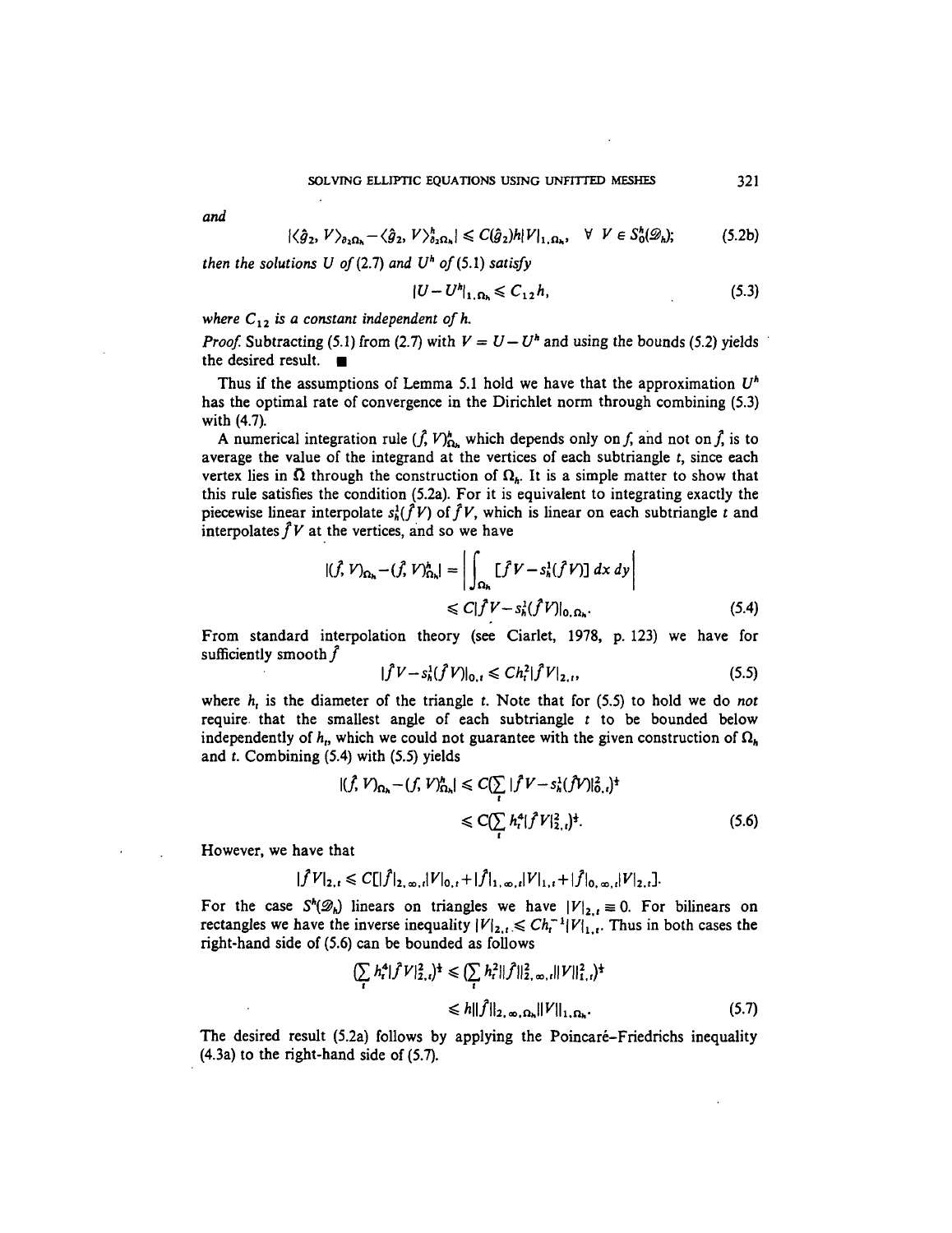and

$$|\langle \hat{g}_2, V\rangle_{\partial_2\Omega_h} - \langle \hat{g}_2, V\rangle^h_{\partial_2\Omega_h}| \leqslant C(\hat{g}_2)h|V|_{1,\Omega_h}, \quad \forall\ V \in S^h_0(\mathscr{D}_h); \tag{5.2b}$$

then the solutions $U$ of (2.7) and $U^h$ of (5.1) satisfy

$$|U - U^h|_{1,\Omega_h} \leqslant C_{12}h, \tag{5.3}$$

where $C_{12}$ is a constant independent of $h$.

*Proof.* Subtracting (5.1) from (2.7) with $V = U - U^h$ and using the bounds (5.2) yields the desired result. ∎

Thus if the assumptions of Lemma 5.1 hold we have that the approximation $U^h$ has the optimal rate of convergence in the Dirichlet norm through combining (5.3) with (4.7).

A numerical integration rule $(\hat{f}, V)^h_{\Omega_h}$ which depends only on $f$, and not on $\hat{f}$, is to average the value of the integrand at the vertices of each subtriangle $t$, since each vertex lies in $\Omega$ through the construction of $\Omega_h$. It is a simple matter to show that this rule satisfies the condition (5.2a). For it is equivalent to integrating exactly the piecewise linear interpolate $s^1_h(\hat{f}V)$ of $\hat{f}V$, which is linear on each subtriangle $t$ and interpolates $\hat{f}V$ at the vertices, and so we have

$$\begin{aligned}|(\hat{f}, V)_{\Omega_h} - (\hat{f}, V)^h_{\Omega_h}| &= \left|\int_{\Omega_h} [\hat{f}V - s^1_h(\hat{f}V)]\, dx\, dy\right| \\ &\leqslant C|\hat{f}V - s^1_h(\hat{f}V)|_{0,\Omega_h}.\end{aligned} \tag{5.4}$$

From standard interpolation theory (see Ciarlet, 1978, p. 123) we have for sufficiently smooth $\hat{f}$

$$|\hat{f}V - s^1_h(\hat{f}V)|_{0,t} \leqslant Ch^2_t|\hat{f}V|_{2,t}, \tag{5.5}$$

where $h_t$ is the diameter of the triangle $t$. Note that for (5.5) to hold we do *not* require that the smallest angle of each subtriangle $t$ to be bounded below independently of $h_t$, which we could not guarantee with the given construction of $\Omega_h$ and $t$. Combining (5.4) with (5.5) yields

$$\begin{aligned}|(\hat{f}, V)_{\Omega_h} - (\hat{f}, V)^h_{\Omega_h}| &\leqslant C\Big(\sum_t |\hat{f}V - s^1_h(\hat{f}V)|^2_{0,t}\Big)^{\frac{1}{2}} \\ &\leqslant C\Big(\sum_t h^4_t|\hat{f}V|^2_{2,t}\Big)^{\frac{1}{2}}.\end{aligned} \tag{5.6}$$

However, we have that

$$|\hat{f}V|_{2,t} \leqslant C[|\hat{f}|_{2,\infty,t}|V|_{0,t} + |\hat{f}|_{1,\infty,t}|V|_{1,t} + |\hat{f}|_{0,\infty,t}|V|_{2,t}].$$

For the case $S^h(\mathscr{D}_h)$ linears on triangles we have $|V|_{2,t} \equiv 0$. For bilinears on rectangles we have the inverse inequality $|V|_{2,t} \leqslant Ch^{-1}_t|V|_{1,t}$. Thus in both cases the right-hand side of (5.6) can be bounded as follows

$$\begin{aligned}\Big(\sum_t h^4_t|\hat{f}V|^2_{2,t}\Big)^{\frac{1}{2}} &\leqslant \Big(\sum_t h^2_t\|\hat{f}\|^2_{2,\infty,t}\|V\|^2_{1,t}\Big)^{\frac{1}{2}} \\ &\leqslant h\|\hat{f}\|_{2,\infty,\Omega_h}\|V\|_{1,\Omega_h}.\end{aligned} \tag{5.7}$$

The desired result (5.2a) follows by applying the Poincaré–Friedrichs inequality (4.3a) to the right-hand side of (5.7).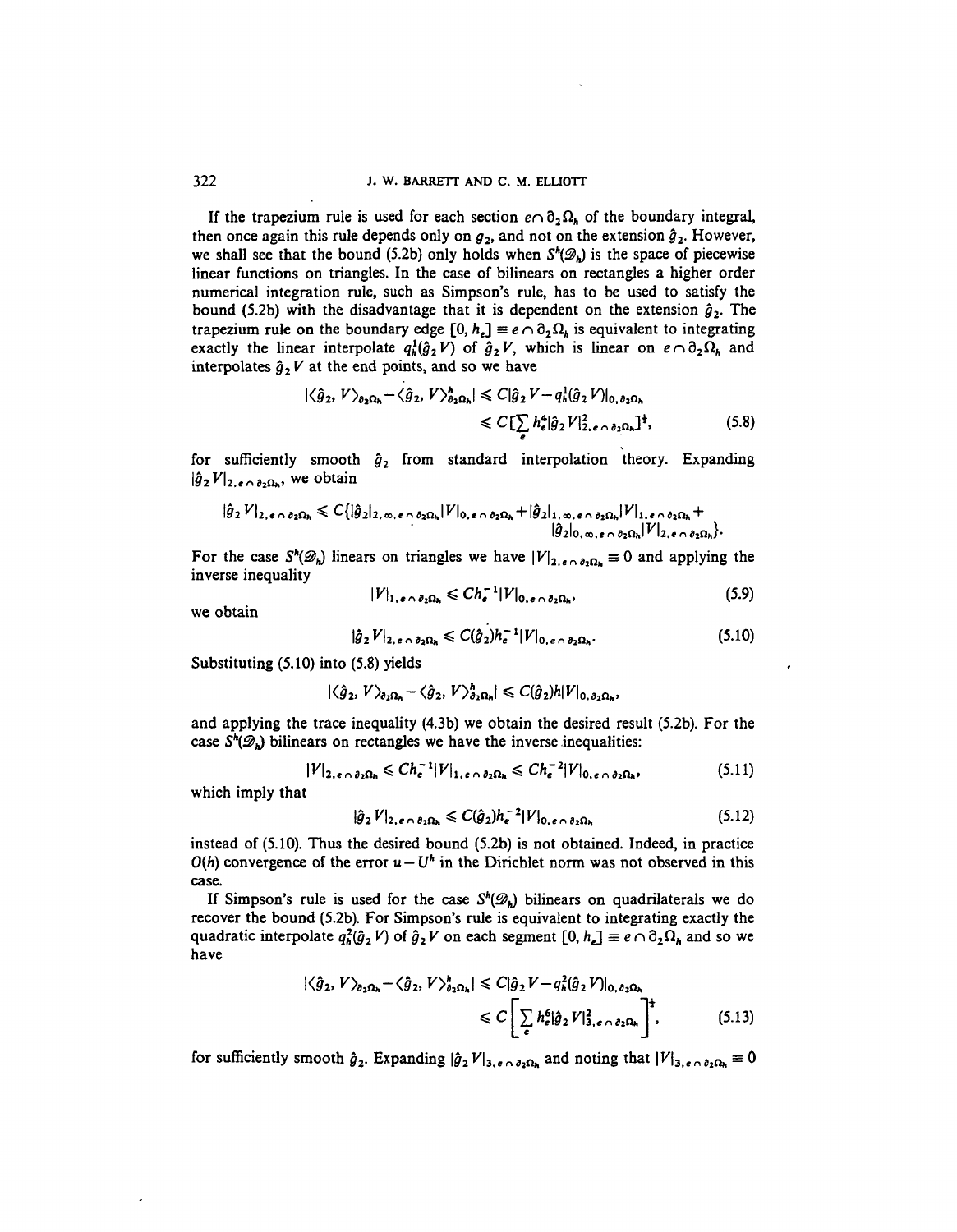If the trapezium rule is used for each section $e \cap \partial_2\Omega_h$ of the boundary integral, then once again this rule depends only on $g_2$, and not on the extension $\hat{g}_2$. However, we shall see that the bound (5.2b) only holds when $S^h(\mathscr{D}_h)$ is the space of piecewise linear functions on triangles. In the case of bilinears on rectangles a higher order numerical integration rule, such as Simpson's rule, has to be used to satisfy the bound (5.2b) with the disadvantage that it is dependent on the extension $\hat{g}_2$. The trapezium rule on the boundary edge $[0, h_e] \equiv e \cap \partial_2\Omega_h$ is equivalent to integrating exactly the linear interpolate $q_h^1(\hat{g}_2 V)$ of $\hat{g}_2 V$, which is linear on $e \cap \partial_2\Omega_h$ and interpolates $\hat{g}_2 V$ at the end points, and so we have

$$
\begin{aligned}
|\langle \hat{g}_2, V\rangle_{\partial_2\Omega_h} - \langle \hat{g}_2, V\rangle^h_{\partial_2\Omega_h}| &\leqslant C|\hat{g}_2 V - q_h^1(\hat{g}_2 V)|_{0,\partial_2\Omega_h} \\
&\leqslant C[\sum_e h_e^4 |\hat{g}_2 V|^2_{2,e\cap\partial_2\Omega_h}]^{\frac{1}{2}}, \qquad (5.8)
\end{aligned}
$$

for sufficiently smooth $\hat{g}_2$ from standard interpolation theory. Expanding $|\hat{g}_2 V|_{2,e\cap\partial_2\Omega_h}$, we obtain

$$
|\hat{g}_2 V|_{2,e\cap\partial_2\Omega_h} \leqslant C\{|\hat{g}_2|_{2,\infty,e\cap\partial_2\Omega_h}|V|_{0,e\cap\partial_2\Omega_h} + |\hat{g}_2|_{1,\infty,e\cap\partial_2\Omega_h}|V|_{1,e\cap\partial_2\Omega_h} + |\hat{g}_2|_{0,\infty,e\cap\partial_2\Omega_h}|V|_{2,e\cap\partial_2\Omega_h}\}.
$$

For the case $S^h(\mathscr{D}_h)$ linears on triangles we have $|V|_{2,e\cap\partial_2\Omega_h} \equiv 0$ and applying the inverse inequality

$$
|V|_{1,e\cap\partial_2\Omega_h} \leqslant Ch_e^{-1}|V|_{0,e\cap\partial_2\Omega_h}, \qquad (5.9)
$$

we obtain

$$
|\hat{g}_2 V|_{2,e\cap\partial_2\Omega_h} \leqslant C(\hat{g}_2)h_e^{-1}|V|_{0,e\cap\partial_2\Omega_h}. \qquad (5.10)
$$

Substituting (5.10) into (5.8) yields

$$
|\langle \hat{g}_2, V\rangle_{\partial_2\Omega_h} - \langle \hat{g}_2, V\rangle^h_{\partial_2\Omega_h}| \leqslant C(\hat{g}_2)h|V|_{0,\partial_2\Omega_h},
$$

and applying the trace inequality (4.3b) we obtain the desired result (5.2b). For the case $S^h(\mathscr{D}_h)$ bilinears on rectangles we have the inverse inequalities:

$$
|V|_{2,e\cap\partial_2\Omega_h} \leqslant Ch_e^{-1}|V|_{1,e\cap\partial_2\Omega_h} \leqslant Ch_e^{-2}|V|_{0,e\cap\partial_2\Omega_h}, \qquad (5.11)
$$

which imply that

$$
|\hat{g}_2 V|_{2,e\cap\partial_2\Omega_h} \leqslant C(\hat{g}_2)h_e^{-2}|V|_{0,e\cap\partial_2\Omega_h} \qquad (5.12)
$$

instead of (5.10). Thus the desired bound (5.2b) is not obtained. Indeed, in practice $O(h)$ convergence of the error $u - U^h$ in the Dirichlet norm was not observed in this case.

If Simpson's rule is used for the case $S^h(\mathscr{D}_h)$ bilinears on quadrilaterals we do recover the bound (5.2b). For Simpson's rule is equivalent to integrating exactly the quadratic interpolate $q_h^2(\hat{g}_2 V)$ of $\hat{g}_2 V$ on each segment $[0, h_e] \equiv e \cap \partial_2\Omega_h$ and so we have

$$
\begin{aligned}
|\langle \hat{g}_2, V\rangle_{\partial_2\Omega_h} - \langle \hat{g}_2, V\rangle^h_{\partial_2\Omega_h}| &\leqslant C|\hat{g}_2 V - q_h^2(\hat{g}_2 V)|_{0,\partial_2\Omega_h} \\
&\leqslant C\left[\sum_e h_e^6 |\hat{g}_2 V|^2_{3,e\cap\partial_2\Omega_h}\right]^{\frac{1}{2}}, \qquad (5.13)
\end{aligned}
$$

for sufficiently smooth $\hat{g}_2$. Expanding $|\hat{g}_2 V|_{3,e\cap\partial_2\Omega_h}$ and noting that $|V|_{3,e\cap\partial_2\Omega_h} \equiv 0$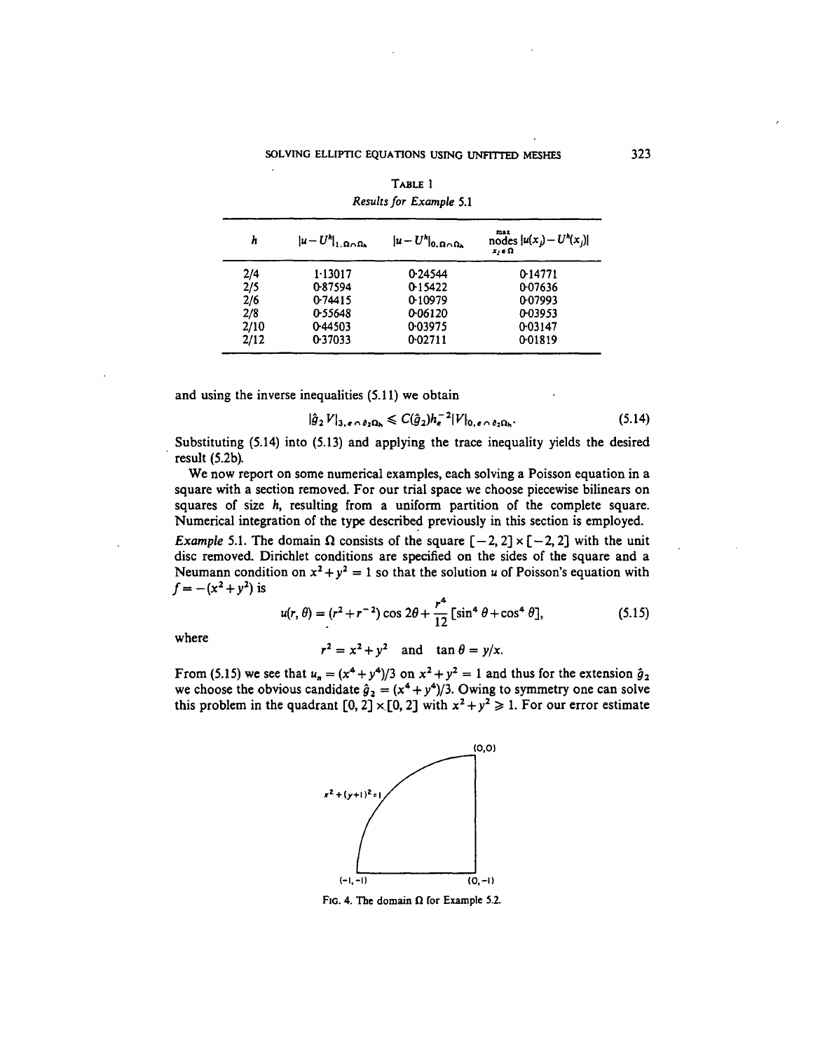TABLE 1

*Results for Example 5.1*

| $h$ | $\|u-U^h\|_{1,\Omega\cap\Omega_h}$ | $\|u-U^h\|_{0,\Omega\cap\Omega_h}$ | $\max_{x_j \in \Omega}$ nodes $\|u(x_j)-U^h(x_j)\|$ |
|---|---|---|---|
| 2/4 | 1·13017 | 0·24544 | 0·14771 |
| 2/5 | 0·87594 | 0·15422 | 0·07636 |
| 2/6 | 0·74415 | 0·10979 | 0·07993 |
| 2/8 | 0·55648 | 0·06120 | 0·03953 |
| 2/10 | 0·44503 | 0·03975 | 0·03147 |
| 2/12 | 0·37033 | 0·02711 | 0·01819 |

and using the inverse inequalities (5.11) we obtain

$$|\hat{g}_2 V|_{3,e\cap\partial_2\Omega_h} \leqslant C(\hat{g}_2)h_e^{-2}|V|_{0,e\cap\partial_2\Omega_h}. \tag{5.14}$$

Substituting (5.14) into (5.13) and applying the trace inequality yields the desired result (5.2b).

We now report on some numerical examples, each solving a Poisson equation in a square with a section removed. For our trial space we choose piecewise bilinears on squares of size $h$, resulting from a uniform partition of the complete square. Numerical integration of the type described previously in this section is employed.

*Example* 5.1. The domain $\Omega$ consists of the square $[-2, 2]\times[-2, 2]$ with the unit disc removed. Dirichlet conditions are specified on the sides of the square and a Neumann condition on $x^2+y^2 = 1$ so that the solution $u$ of Poisson's equation with $f = -(x^2+y^2)$ is

$$u(r, \theta) = (r^2+r^{-2})\cos 2\theta + \frac{r^4}{12}[\sin^4\theta+\cos^4\theta], \tag{5.15}$$

where

$$r^2 = x^2+y^2 \quad \text{and} \quad \tan\theta = y/x.$$

From (5.15) we see that $u_n = (x^4+y^4)/3$ on $x^2+y^2 = 1$ and thus for the extension $\hat{g}_2$ we choose the obvious candidate $\hat{g}_2 = (x^4+y^4)/3$. Owing to symmetry one can solve this problem in the quadrant $[0, 2]\times[0, 2]$ with $x^2+y^2 \geqslant 1$. For our error estimate

FIG. 4. The domain $\Omega$ for Example 5.2.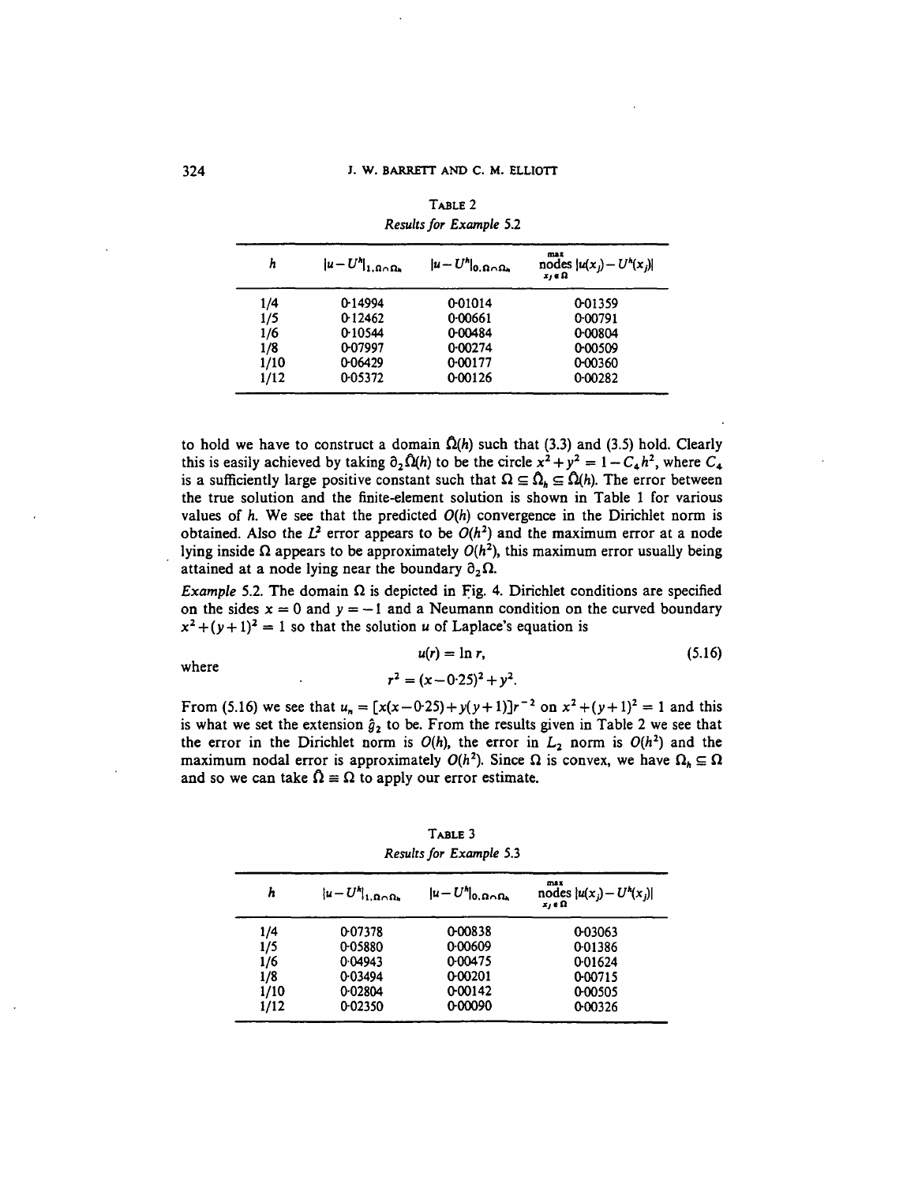TABLE 2
*Results for Example 5.2*

| $h$ | $\lvert u-U^h\rvert_{1,\Omega\cap\Omega_h}$ | $\lvert u-U^h\rvert_{0,\Omega\cap\Omega_h}$ | $\max_{\substack{\text{nodes} \\ x_j\in\Omega}} \lvert u(x_j)-U^h(x_j)\rvert$ |
|---|---|---|---|
| 1/4 | 0·14994 | 0·01014 | 0·01359 |
| 1/5 | 0·12462 | 0·00661 | 0·00791 |
| 1/6 | 0·10544 | 0·00484 | 0·00804 |
| 1/8 | 0·07997 | 0·00274 | 0·00509 |
| 1/10 | 0·06429 | 0·00177 | 0·00360 |
| 1/12 | 0·05372 | 0·00126 | 0·00282 |

to hold we have to construct a domain $\hat{\Omega}(h)$ such that (3.3) and (3.5) hold. Clearly this is easily achieved by taking $\partial_2\hat{\Omega}(h)$ to be the circle $x^2+y^2 = 1-C_4h^2$, where $C_4$ is a sufficiently large positive constant such that $\Omega \subseteq \hat{\Omega}_h \subseteq \hat{\Omega}(h)$. The error between the true solution and the finite-element solution is shown in Table 1 for various values of $h$. We see that the predicted $O(h)$ convergence in the Dirichlet norm is obtained. Also the $L^2$ error appears to be $O(h^2)$ and the maximum error at a node lying inside $\Omega$ appears to be approximately $O(h^2)$, this maximum error usually being attained at a node lying near the boundary $\partial_2\Omega$.

*Example* 5.2. The domain $\Omega$ is depicted in Fig. 4. Dirichlet conditions are specified on the sides $x = 0$ and $y = -1$ and a Neumann condition on the curved boundary $x^2+(y+1)^2 = 1$ so that the solution $u$ of Laplace's equation is

$$u(r) = \ln r, \tag{5.16}$$

where

$$r^2 = (x-0{\cdot}25)^2+y^2.$$

From (5.16) we see that $u_n = [x(x-0{\cdot}25)+y(y+1)]r^{-2}$ on $x^2+(y+1)^2 = 1$ and this is what we set the extension $\hat{g}_2$ to be. From the results given in Table 2 we see that the error in the Dirichlet norm is $O(h)$, the error in $L_2$ norm is $O(h^2)$ and the maximum nodal error is approximately $O(h^2)$. Since $\Omega$ is convex, we have $\Omega_h \subseteq \Omega$ and so we can take $\hat{\Omega} \equiv \Omega$ to apply our error estimate.

TABLE 3
*Results for Example 5.3*

| $h$ | $\lvert u-U^h\rvert_{1,\Omega\cap\Omega_h}$ | $\lvert u-U^h\rvert_{0,\Omega\cap\Omega_h}$ | $\max_{\substack{\text{nodes} \\ x_j\in\Omega}} \lvert u(x_j)-U^h(x_j)\rvert$ |
|---|---|---|---|
| 1/4 | 0·07378 | 0·00838 | 0·03063 |
| 1/5 | 0·05880 | 0·00609 | 0·01386 |
| 1/6 | 0·04943 | 0·00475 | 0·01624 |
| 1/8 | 0·03494 | 0·00201 | 0·00715 |
| 1/10 | 0·02804 | 0·00142 | 0·00505 |
| 1/12 | 0·02350 | 0·00090 | 0·00326 |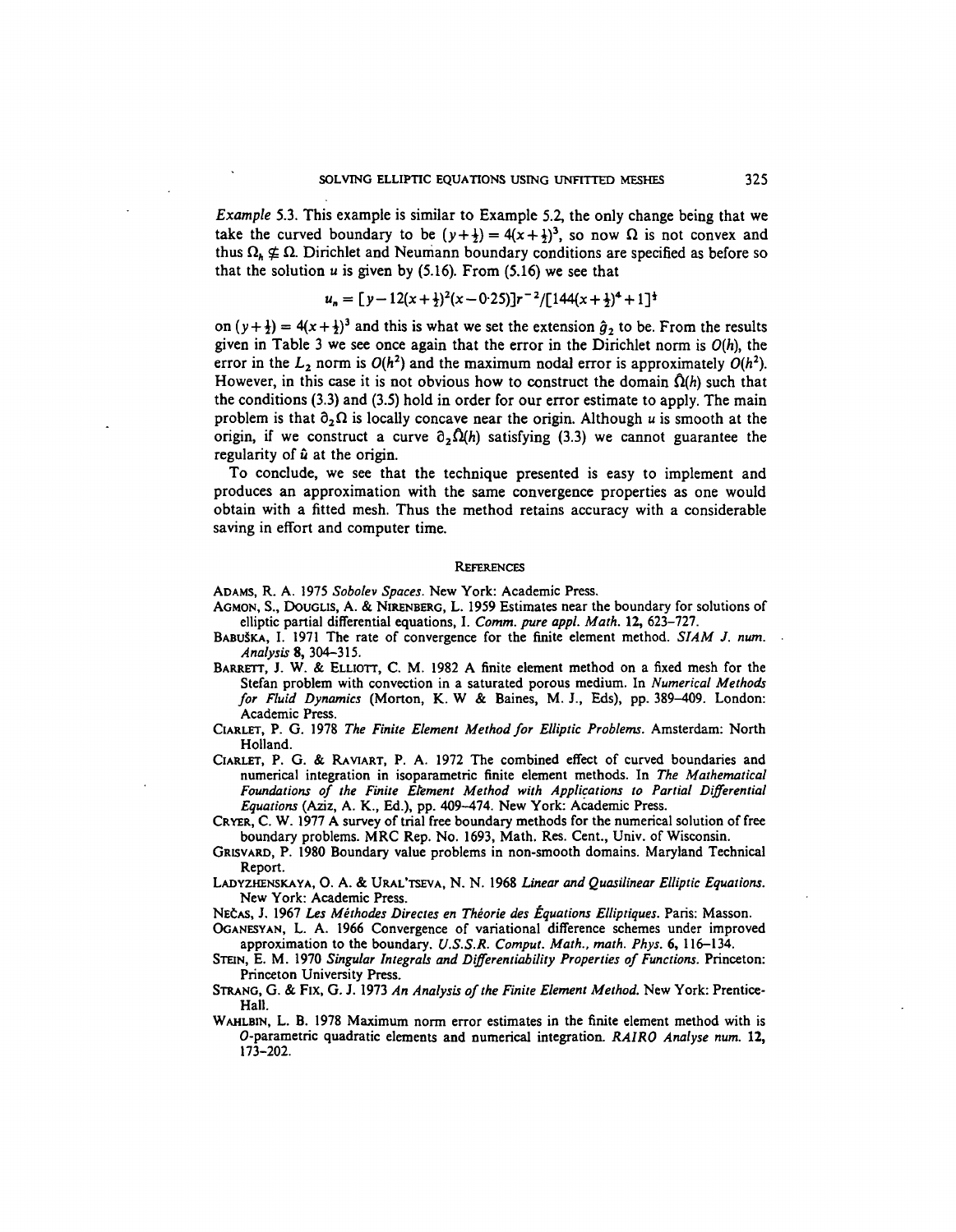*Example* 5.3. This example is similar to Example 5.2, the only change being that we take the curved boundary to be $(y+\frac{1}{2}) = 4(x+\frac{1}{2})^3$, so now $\Omega$ is not convex and thus $\Omega_h \not\subseteq \Omega$. Dirichlet and Neumann boundary conditions are specified as before so that the solution $u$ is given by (5.16). From (5.16) we see that

$$u_n = [y - 12(x+\tfrac{1}{2})^2(x-0{\cdot}25)]r^{-2}/[144(x+\tfrac{1}{2})^4+1]^{\frac{1}{2}}$$

on $(y+\frac{1}{2}) = 4(x+\frac{1}{2})^3$ and this is what we set the extension $\hat{g}_2$ to be. From the results given in Table 3 we see once again that the error in the Dirichlet norm is $O(h)$, the error in the $L_2$ norm is $O(h^2)$ and the maximum nodal error is approximately $O(h^2)$. However, in this case it is not obvious how to construct the domain $\hat{\Omega}(h)$ such that the conditions (3.3) and (3.5) hold in order for our error estimate to apply. The main problem is that $\partial_2\Omega$ is locally concave near the origin. Although $u$ is smooth at the origin, if we construct a curve $\partial_2\hat{\Omega}(h)$ satisfying (3.3) we cannot guarantee the regularity of $\hat{u}$ at the origin.

To conclude, we see that the technique presented is easy to implement and produces an approximation with the same convergence properties as one would obtain with a fitted mesh. Thus the method retains accuracy with a considerable saving in effort and computer time.

## References

ADAMS, R. A. 1975 *Sobolev Spaces*. New York: Academic Press.

AGMON, S., DOUGLIS, A. & NIRENBERG, L. 1959 Estimates near the boundary for solutions of elliptic partial differential equations, I. *Comm. pure appl. Math.* **12**, 623–727.

BABUŠKA, I. 1971 The rate of convergence for the finite element method. *SIAM J. num. Analysis* **8**, 304–315.

BARRETT, J. W. & ELLIOTT, C. M. 1982 A finite element method on a fixed mesh for the Stefan problem with convection in a saturated porous medium. In *Numerical Methods for Fluid Dynamics* (Morton, K. W & Baines, M. J., Eds), pp. 389–409. London: Academic Press.

CIARLET, P. G. 1978 *The Finite Element Method for Elliptic Problems*. Amsterdam: North Holland.

CIARLET, P. G. & RAVIART, P. A. 1972 The combined effect of curved boundaries and numerical integration in isoparametric finite element methods. In *The Mathematical Foundations of the Finite Element Method with Applications to Partial Differential Equations* (Aziz, A. K., Ed.), pp. 409–474. New York: Academic Press.

CRYER, C. W. 1977 A survey of trial free boundary methods for the numerical solution of free boundary problems. MRC Rep. No. 1693, Math. Res. Cent., Univ. of Wisconsin.

GRISVARD, P. 1980 Boundary value problems in non-smooth domains. Maryland Technical Report.

LADYZHENSKAYA, O. A. & URAL'TSEVA, N. N. 1968 *Linear and Quasilinear Elliptic Equations*. New York: Academic Press.

NEČAS, J. 1967 *Les Méthodes Directes en Théorie des Équations Elliptiques*. Paris: Masson.

OGANESYAN, L. A. 1966 Convergence of variational difference schemes under improved approximation to the boundary. *U.S.S.R. Comput. Math., math. Phys.* **6**, 116–134.

STEIN, E. M. 1970 *Singular Integrals and Differentiability Properties of Functions*. Princeton: Princeton University Press.

STRANG, G. & FIX, G. J. 1973 *An Analysis of the Finite Element Method*. New York: Prentice-Hall.

WAHLBIN, L. B. 1978 Maximum norm error estimates in the finite element method with is O-parametric quadratic elements and numerical integration. *RAIRO Analyse num.* **12**, 173–202.